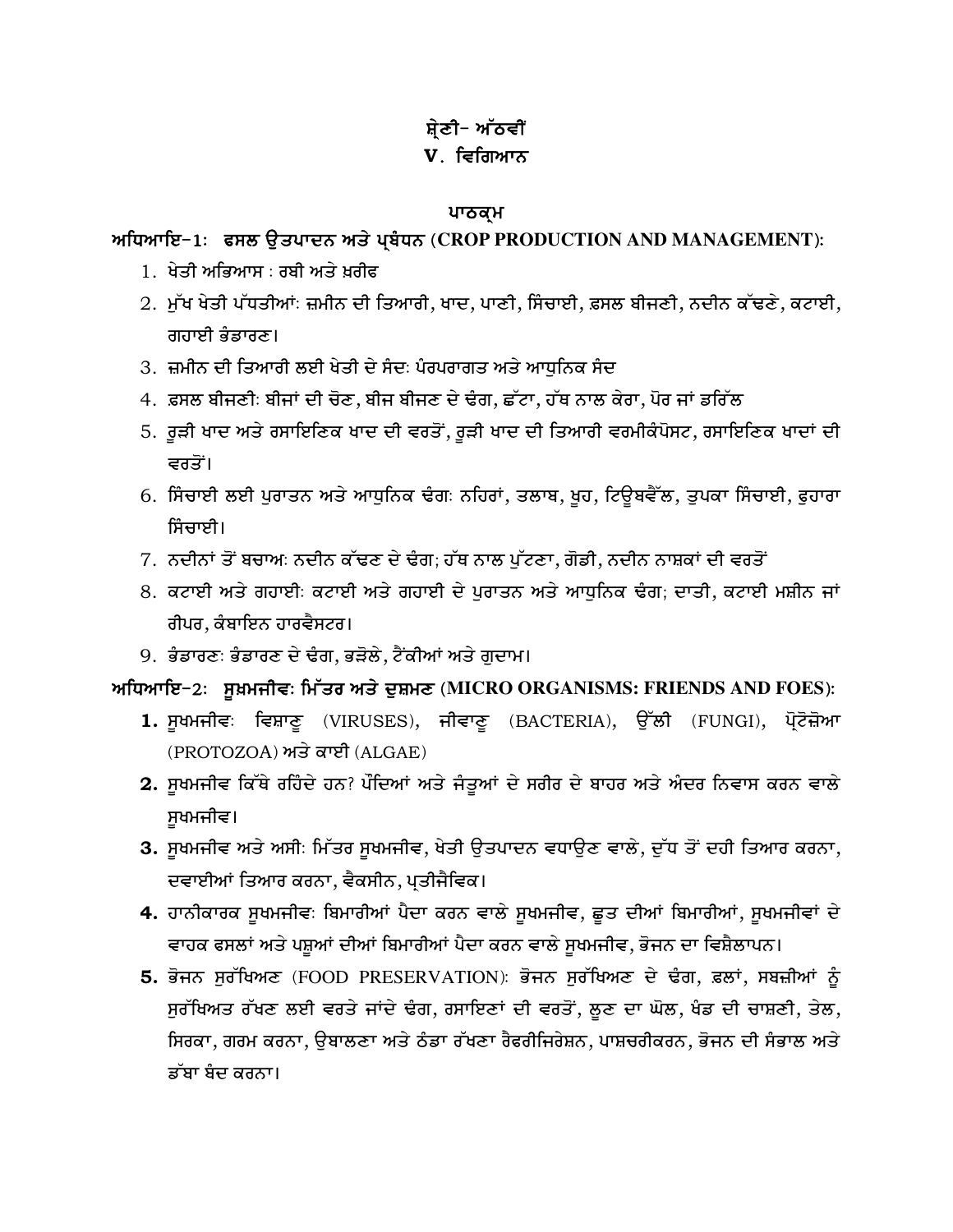# ਸ਼੍ਰੇਣੀ- ਅੱਠਵੀਂ

## V. ਵਿਗਿਆਨ

### ਪਾਠਕ੍ਰਮ

**ਅਧਿਆਇ-1: ਫਸਲ ਉਤਪਾਦਨ ਅਤੇ ਪ੍ਰਬੰਧਨ (CROP PRODUCTION AND MANAGEMENT):**

1. ਖੇਤੀ ਅਭਿਆਸ : ਰਬੀ ਅਤੇ ਖ਼ਰੀਫ
2. ਮੁੱਖ ਖੇਤੀ ਪੱਧਤੀਆਂ: ਜ਼ਮੀਨ ਦੀ ਤਿਆਰੀ, ਖਾਦ, ਪਾਣੀ, ਸਿੰਚਾਈ, ਫ਼ਸਲ ਬੀਜਣੀ, ਨਦੀਨ ਕੱਢਣੇ, ਕਟਾਈ, ਗਹਾਈ ਭੰਡਾਰਣ।
3. ਜ਼ਮੀਨ ਦੀ ਤਿਆਰੀ ਲਈ ਖੇਤੀ ਦੇ ਸੰਦ: ਪੰਰਪਰਾਗਤ ਅਤੇ ਆਧੁਨਿਕ ਸੰਦ
4. ਫ਼ਸਲ ਬੀਜਣੀ: ਬੀਜਾਂ ਦੀ ਚੋਣ, ਬੀਜ ਬੀਜਣ ਦੇ ਢੰਗ, ਛੱਟਾ, ਹੱਥ ਨਾਲ ਕੇਰਾ, ਪੋਰ ਜਾਂ ਡਰਿੱਲ
5. ਰੂੜੀ ਖਾਦ ਅਤੇ ਰਸਾਇਣਿਕ ਖਾਦ ਦੀ ਵਰਤੋਂ, ਰੂੜੀ ਖਾਦ ਦੀ ਤਿਆਰੀ ਵਰਮੀਕੰਪੋਸਟ, ਰਸਾਇਣਿਕ ਖਾਦਾਂ ਦੀ ਵਰਤੋਂ।
6. ਸਿੰਚਾਈ ਲਈ ਪੁਰਾਤਨ ਅਤੇ ਆਧੁਨਿਕ ਢੰਗ: ਨਹਿਰਾਂ, ਤਲਾਬ, ਖੂਹ, ਟਿਊਬਵੈੱਲ, ਤੁਪਕਾ ਸਿੰਚਾਈ, ਫੁਹਾਰਾ ਸਿੰਚਾਈ।
7. ਨਦੀਨਾਂ ਤੋਂ ਬਚਾਅ: ਨਦੀਨ ਕੱਢਣ ਦੇ ਢੰਗ; ਹੱਥ ਨਾਲ ਪੁੱਟਣਾ, ਗੋਡੀ, ਨਦੀਨ ਨਾਸ਼ਕਾਂ ਦੀ ਵਰਤੋਂ
8. ਕਟਾਈ ਅਤੇ ਗਹਾਈ: ਕਟਾਈ ਅਤੇ ਗਹਾਈ ਦੇ ਪੁਰਾਤਨ ਅਤੇ ਆਧੁਨਿਕ ਢੰਗ; ਦਾਤੀ, ਕਟਾਈ ਮਸ਼ੀਨ ਜਾਂ ਰੀਪਰ, ਕੰਬਾਇਨ ਹਾਰਵੈਸਟਰ।
9. ਭੰਡਾਰਣ: ਭੰਡਾਰਣ ਦੇ ਢੰਗ, ਭੜੋਲੇ, ਟੈਂਕੀਆਂ ਅਤੇ ਗੁਦਾਮ।

**ਅਧਿਆਇ-2: ਸੂਖ਼ਮਜੀਵ: ਮਿੱਤਰ ਅਤੇ ਦੁਸ਼ਮਣ (MICRO ORGANISMS: FRIENDS AND FOES):**

1. ਸੂਖਮਜੀਵ: ਵਿਸ਼ਾਣੂ (VIRUSES), ਜੀਵਾਣੂ (BACTERIA), ਉੱਲੀ (FUNGI), ਪ੍ਰੋਟੋਜ਼ੋਆ (PROTOZOA) ਅਤੇ ਕਾਈ (ALGAE)
2. ਸੂਖਮਜੀਵ ਕਿੱਥੇ ਰਹਿੰਦੇ ਹਨ? ਪੌਦਿਆਂ ਅਤੇ ਜੰਤੂਆਂ ਦੇ ਸਰੀਰ ਦੇ ਬਾਹਰ ਅਤੇ ਅੰਦਰ ਨਿਵਾਸ ਕਰਨ ਵਾਲੇ ਸੂਖਮਜੀਵ।
3. ਸੂਖਮਜੀਵ ਅਤੇ ਅਸੀ: ਮਿੱਤਰ ਸੂਖਮਜੀਵ, ਖੇਤੀ ਉਤਪਾਦਨ ਵਧਾਉਣ ਵਾਲੇ, ਦੁੱਧ ਤੋਂ ਦਹੀ ਤਿਆਰ ਕਰਨਾ, ਦਵਾਈਆਂ ਤਿਆਰ ਕਰਨਾ, ਵੈਕਸੀਨ, ਪ੍ਰਤੀਜੈਵਿਕ।
4. ਹਾਨੀਕਾਰਕ ਸੂਖਮਜੀਵ: ਬਿਮਾਰੀਆਂ ਪੈਦਾ ਕਰਨ ਵਾਲੇ ਸੂਖਮਜੀਵ, ਛੂਤ ਦੀਆਂ ਬਿਮਾਰੀਆਂ, ਸੂਖਮਜੀਵਾਂ ਦੇ ਵਾਹਕ ਫਸਲਾਂ ਅਤੇ ਪਸ਼ੂਆਂ ਦੀਆਂ ਬਿਮਾਰੀਆਂ ਪੈਦਾ ਕਰਨ ਵਾਲੇ ਸੂਖਮਜੀਵ, ਭੋਜਨ ਦਾ ਵਿਸ਼ੈਲਾਪਨ।
5. ਭੋਜਨ ਸੁਰੱਖਿਅਣ (FOOD PRESERVATION): ਭੋਜਨ ਸੁਰੱਖਿਅਣ ਦੇ ਢੰਗ, ਫ਼ਲਾਂ, ਸਬਜ਼ੀਆਂ ਨੂੰ ਸੁਰੱਖਿਅਤ ਰੱਖਣ ਲਈ ਵਰਤੇ ਜਾਂਦੇ ਢੰਗ, ਰਸਾਇਣਾਂ ਦੀ ਵਰਤੋਂ, ਲੂਣ ਦਾ ਘੋਲ, ਖੰਡ ਦੀ ਚਾਸ਼ਣੀ, ਤੇਲ, ਸਿਰਕਾ, ਗਰਮ ਕਰਨਾ, ਉਬਾਲਣਾ ਅਤੇ ਠੰਡਾ ਰੱਖਣਾ ਰੈਫਰੀਜਿਰੇਸ਼ਨ, ਪਾਸ਼ਚਰੀਕਰਨ, ਭੋਜਨ ਦੀ ਸੰਭਾਲ ਅਤੇ ਡੱਬਾ ਬੰਦ ਕਰਨਾ।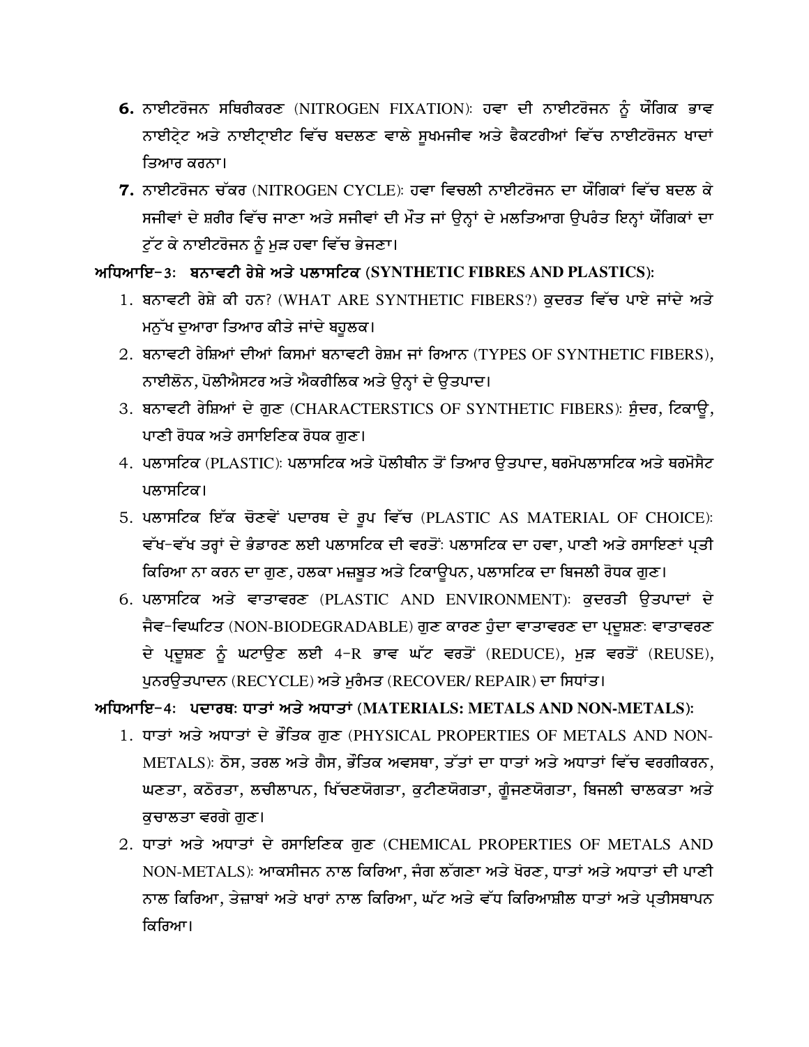6. **ਨਾਈਟਰੋਜਨ ਸਥਿਰੀਕਰਣ** (NITROGEN FIXATION): ਹਵਾ ਦੀ ਨਾਈਟਰੋਜਨ ਨੂੰ ਯੌਗਿਕ ਭਾਵ ਨਾਈਟ੍ਰੇਟ ਅਤੇ ਨਾਈਟ੍ਰਾਈਟ ਵਿੱਚ ਬਦਲਣ ਵਾਲੇ ਸੂਖਮਜੀਵ ਅਤੇ ਫੈਕਟਰੀਆਂ ਵਿੱਚ ਨਾਈਟਰੋਜਨ ਖਾਦਾਂ ਤਿਆਰ ਕਰਨਾ।
7. **ਨਾਈਟਰੋਜਨ ਚੱਕਰ** (NITROGEN CYCLE): ਹਵਾ ਵਿਚਲੀ ਨਾਈਟਰੋਜਨ ਦਾ ਯੌਗਿਕਾਂ ਵਿੱਚ ਬਦਲ ਕੇ ਸਜੀਵਾਂ ਦੇ ਸ਼ਰੀਰ ਵਿੱਚ ਜਾਣਾ ਅਤੇ ਸਜੀਵਾਂ ਦੀ ਮੌਤ ਜਾਂ ਉਨ੍ਹਾਂ ਦੇ ਮਲਤਿਆਗ ਉਪਰੰਤ ਇਨ੍ਹਾਂ ਯੌਗਿਕਾਂ ਦਾ ਟੁੱਟ ਕੇ ਨਾਈਟਰੋਜਨ ਨੂੰ ਮੁੜ ਹਵਾ ਵਿੱਚ ਭੇਜਣਾ।

**ਅਧਿਆਇ-3: ਬਨਾਵਟੀ ਰੇਸ਼ੇ ਅਤੇ ਪਲਾਸਟਿਕ (SYNTHETIC FIBRES AND PLASTICS):**

1. ਬਨਾਵਟੀ ਰੇਸ਼ੇ ਕੀ ਹਨ? (WHAT ARE SYNTHETIC FIBERS?) ਕੁਦਰਤ ਵਿੱਚ ਪਾਏ ਜਾਂਦੇ ਅਤੇ ਮਨੁੱਖ ਦੁਆਰਾ ਤਿਆਰ ਕੀਤੇ ਜਾਂਦੇ ਬਹੁਲਕ।
2. ਬਨਾਵਟੀ ਰੇਸ਼ਿਆਂ ਦੀਆਂ ਕਿਸਮਾਂ ਬਨਾਵਟੀ ਰੇਸ਼ਮ ਜਾਂ ਰਿਆਨ (TYPES OF SYNTHETIC FIBERS), ਨਾਈਲੋਨ, ਪੋਲੀਐਸਟਰ ਅਤੇ ਐਕਰੀਲਿਕ ਅਤੇ ਉਨ੍ਹਾਂ ਦੇ ਉਤਪਾਦ।
3. ਬਨਾਵਟੀ ਰੇਸ਼ਿਆਂ ਦੇ ਗੁਣ (CHARACTERSTICS OF SYNTHETIC FIBERS): ਸੁੰਦਰ, ਟਿਕਾਊ, ਪਾਣੀ ਰੋਧਕ ਅਤੇ ਰਸਾਇਣਿਕ ਰੋਧਕ ਗੁਣ।
4. ਪਲਾਸਟਿਕ (PLASTIC): ਪਲਾਸਟਿਕ ਅਤੇ ਪੋਲੀਥੀਨ ਤੋਂ ਤਿਆਰ ਉਤਪਾਦ, ਥਰਮੋਪਲਾਸਟਿਕ ਅਤੇ ਥਰਮੋਸੈਟ ਪਲਾਸਟਿਕ।
5. ਪਲਾਸਟਿਕ ਇੱਕ ਚੋਣਵੇਂ ਪਦਾਰਥ ਦੇ ਰੂਪ ਵਿੱਚ (PLASTIC AS MATERIAL OF CHOICE): ਵੱਖ-ਵੱਖ ਤਰ੍ਹਾਂ ਦੇ ਭੰਡਾਰਣ ਲਈ ਪਲਾਸਟਿਕ ਦੀ ਵਰਤੋਂ: ਪਲਾਸਟਿਕ ਦਾ ਹਵਾ, ਪਾਣੀ ਅਤੇ ਰਸਾਇਣਾਂ ਪ੍ਰਤੀ ਕਿਰਿਆ ਨਾ ਕਰਨ ਦਾ ਗੁਣ, ਹਲਕਾ ਮਜ਼ਬੂਤ ਅਤੇ ਟਿਕਾਊਪਨ, ਪਲਾਸਟਿਕ ਦਾ ਬਿਜਲੀ ਰੋਧਕ ਗੁਣ।
6. ਪਲਾਸਟਿਕ ਅਤੇ ਵਾਤਾਵਰਣ (PLASTIC AND ENVIRONMENT): ਕੁਦਰਤੀ ਉਤਪਾਦਾਂ ਦੇ ਜੈਵ-ਵਿਘਟਿਤ (NON-BIODEGRADABLE) ਗੁਣ ਕਾਰਣ ਹੁੰਦਾ ਵਾਤਾਵਰਣ ਦਾ ਪ੍ਰਦੂਸ਼ਣ: ਵਾਤਾਵਰਣ ਦੇ ਪ੍ਰਦੂਸ਼ਣ ਨੂੰ ਘਟਾਉਣ ਲਈ 4-R ਭਾਵ ਘੱਟ ਵਰਤੋਂ (REDUCE), ਮੁੜ ਵਰਤੋਂ (REUSE), ਪੁਨਰਉਤਪਾਦਨ (RECYCLE) ਅਤੇ ਮੁਰੰਮਤ (RECOVER/ REPAIR) ਦਾ ਸਿਧਾਂਤ।

**ਅਧਿਆਇ-4: ਪਦਾਰਥ: ਧਾਤਾਂ ਅਤੇ ਅਧਾਤਾਂ (MATERIALS: METALS AND NON-METALS):**

1. ਧਾਤਾਂ ਅਤੇ ਅਧਾਤਾਂ ਦੇ ਭੌਤਿਕ ਗੁਣ (PHYSICAL PROPERTIES OF METALS AND NON-METALS): ਠੋਸ, ਤਰਲ ਅਤੇ ਗੈਸ, ਭੌਤਿਕ ਅਵਸਥਾ, ਤੱਤਾਂ ਦਾ ਧਾਤਾਂ ਅਤੇ ਅਧਾਤਾਂ ਵਿੱਚ ਵਰਗੀਕਰਨ, ਘਣਤਾ, ਕਠੋਰਤਾ, ਲਚੀਲਾਪਨ, ਖਿੱਚਣਯੋਗਤਾ, ਕੁਟੀਣਯੋਗਤਾ, ਗੂੰਜਣਯੋਗਤਾ, ਬਿਜਲੀ ਚਾਲਕਤਾ ਅਤੇ ਕੁਚਾਲਤਾ ਵਰਗੇ ਗੁਣ।
2. ਧਾਤਾਂ ਅਤੇ ਅਧਾਤਾਂ ਦੇ ਰਸਾਇਣਿਕ ਗੁਣ (CHEMICAL PROPERTIES OF METALS AND NON-METALS): ਆਕਸੀਜਨ ਨਾਲ ਕਿਰਿਆ, ਜੰਗ ਲੱਗਣਾ ਅਤੇ ਖੋਰਣ, ਧਾਤਾਂ ਅਤੇ ਅਧਾਤਾਂ ਦੀ ਪਾਣੀ ਨਾਲ ਕਿਰਿਆ, ਤੇਜ਼ਾਬਾਂ ਅਤੇ ਖਾਰਾਂ ਨਾਲ ਕਿਰਿਆ, ਘੱਟ ਅਤੇ ਵੱਧ ਕਿਰਿਆਸ਼ੀਲ ਧਾਤਾਂ ਅਤੇ ਪ੍ਰਤੀਸਥਾਪਨ ਕਿਰਿਆ।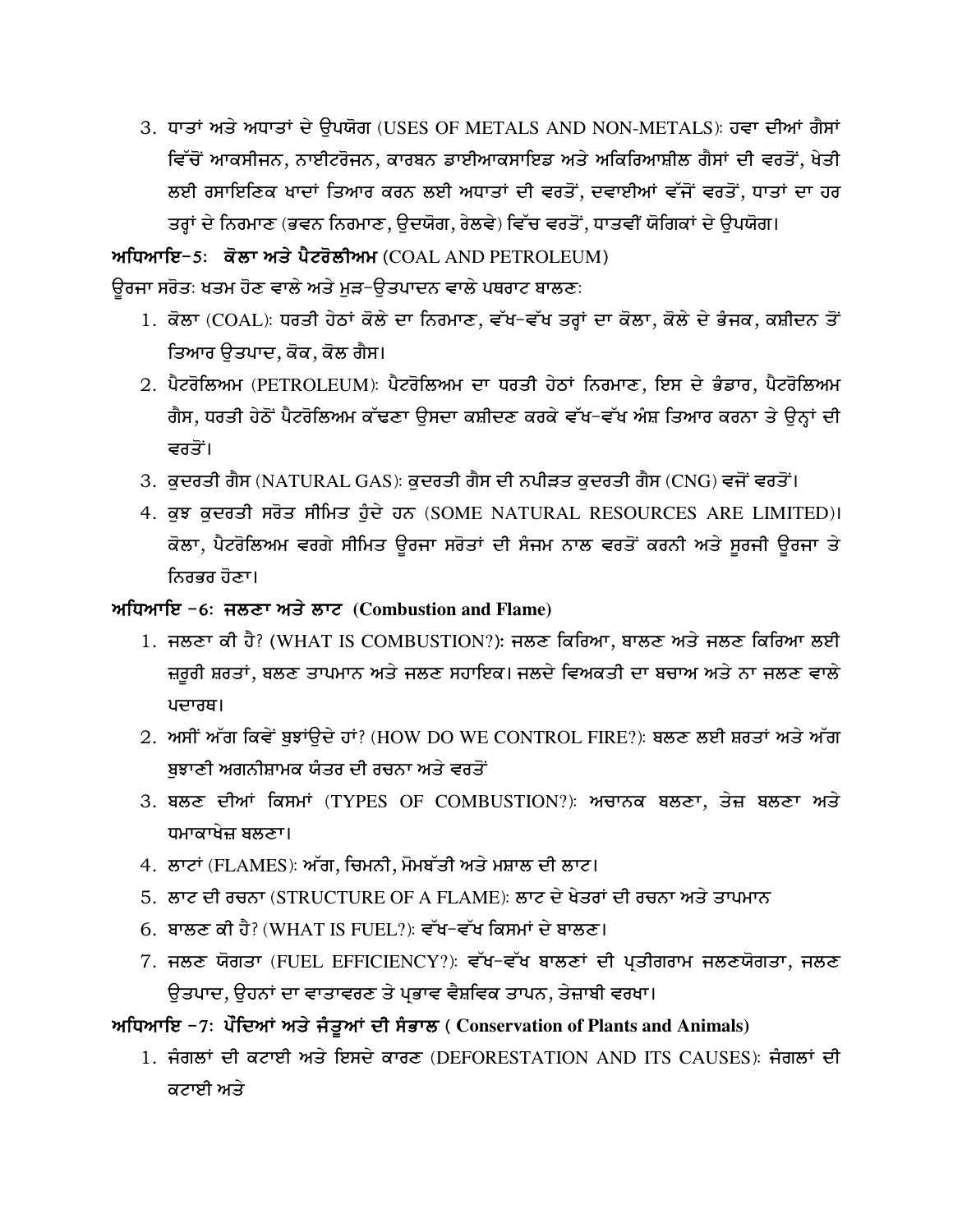3. ਧਾਤਾਂ ਅਤੇ ਅਧਾਤਾਂ ਦੇ ਉਪਯੋਗ (USES OF METALS AND NON-METALS): ਹਵਾ ਦੀਆਂ ਗੈਸਾਂ ਵਿੱਚੋਂ ਆਕਸੀਜਨ, ਨਾਈਟਰੋਜਨ, ਕਾਰਬਨ ਡਾਈਆਕਸਾਇਡ ਅਤੇ ਅਕਿਰਿਆਸ਼ੀਲ ਗੈਸਾਂ ਦੀ ਵਰਤੋਂ, ਖੇਤੀ ਲਈ ਰਸਾਇਣਿਕ ਖਾਦਾਂ ਤਿਆਰ ਕਰਨ ਲਈ ਅਧਾਤਾਂ ਦੀ ਵਰਤੋਂ, ਦਵਾਈਆਂ ਵੱਜੋਂ ਵਰਤੋਂ, ਧਾਤਾਂ ਦਾ ਹਰ ਤਰ੍ਹਾਂ ਦੇ ਨਿਰਮਾਣ (ਭਵਨ ਨਿਰਮਾਣ, ਉਦਯੋਗ, ਰੇਲਵੇ) ਵਿੱਚ ਵਰਤੋਂ, ਧਾਤਵੀਂ ਯੋਗਿਕਾਂ ਦੇ ਉਪਯੋਗ।

**ਅਧਿਆਇ-5: ਕੋਲਾ ਅਤੇ ਪੈਟਰੋਲੀਅਮ** (COAL AND PETROLEUM)

ਊਰਜਾ ਸਰੋਤ: ਖਤਮ ਹੋਣ ਵਾਲੇ ਅਤੇ ਮੁੜ-ਉਤਪਾਦਨ ਵਾਲੇ ਪਥਰਾਟ ਬਾਲਣ:

1. ਕੋਲਾ (COAL): ਧਰਤੀ ਹੇਠਾਂ ਕੋਲੇ ਦਾ ਨਿਰਮਾਣ, ਵੱਖ-ਵੱਖ ਤਰ੍ਹਾਂ ਦਾ ਕੋਲਾ, ਕੋਲੇ ਦੇ ਭੰਜਕ, ਕਸ਼ੀਦਨ ਤੋਂ ਤਿਆਰ ਉਤਪਾਦ, ਕੋਕ, ਕੋਲ ਗੈਸ।
2. ਪੈਟਰੋਲਿਅਮ (PETROLEUM): ਪੈਟਰੋਲਿਅਮ ਦਾ ਧਰਤੀ ਹੇਠਾਂ ਨਿਰਮਾਣ, ਇਸ ਦੇ ਭੰਡਾਰ, ਪੈਟਰੋਲਿਅਮ ਗੈਸ, ਧਰਤੀ ਹੇਠੋਂ ਪੈਟਰੋਲਿਅਮ ਕੱਢਣਾ ਉਸਦਾ ਕਸ਼ੀਦਣ ਕਰਕੇ ਵੱਖ-ਵੱਖ ਅੰਸ਼ ਤਿਆਰ ਕਰਨਾ ਤੇ ਉਨ੍ਹਾਂ ਦੀ ਵਰਤੋਂ।
3. ਕੁਦਰਤੀ ਗੈਸ (NATURAL GAS): ਕੁਦਰਤੀ ਗੈਸ ਦੀ ਨਪੀੜਤ ਕੁਦਰਤੀ ਗੈਸ (CNG) ਵਜੋਂ ਵਰਤੋਂ।
4. ਕੁਝ ਕੁਦਰਤੀ ਸਰੋਤ ਸੀਮਿਤ ਹੁੰਦੇ ਹਨ (SOME NATURAL RESOURCES ARE LIMITED)। ਕੋਲਾ, ਪੈਟਰੋਲਿਅਮ ਵਰਗੇ ਸੀਮਿਤ ਊਰਜਾ ਸਰੋਤਾਂ ਦੀ ਸੰਜਮ ਨਾਲ ਵਰਤੋਂ ਕਰਨੀ ਅਤੇ ਸੂਰਜੀ ਊਰਜਾ ਤੇ ਨਿਰਭਰ ਹੋਣਾ।

**ਅਧਿਆਇ -6: ਜਲਣਾ ਅਤੇ ਲਾਟ (Combustion and Flame)**

1. ਜਲਣਾ ਕੀ ਹੈ? (WHAT IS COMBUSTION?): ਜਲਣ ਕਿਰਿਆ, ਬਾਲਣ ਅਤੇ ਜਲਣ ਕਿਰਿਆ ਲਈ ਜ਼ਰੂਰੀ ਸ਼ਰਤਾਂ, ਬਲਣ ਤਾਪਮਾਨ ਅਤੇ ਜਲਣ ਸਹਾਇਕ। ਜਲਦੇ ਵਿਅਕਤੀ ਦਾ ਬਚਾਅ ਅਤੇ ਨਾ ਜਲਣ ਵਾਲੇ ਪਦਾਰਥ।
2. ਅਸੀਂ ਅੱਗ ਕਿਵੇਂ ਬੁਝਾਂਉਦੇ ਹਾਂ? (HOW DO WE CONTROL FIRE?): ਬਲਣ ਲਈ ਸ਼ਰਤਾਂ ਅਤੇ ਅੱਗ ਬੁਝਾਣੀ ਅਗਨੀਸ਼ਾਮਕ ਯੰਤਰ ਦੀ ਰਚਨਾ ਅਤੇ ਵਰਤੋਂ
3. ਬਲਣ ਦੀਆਂ ਕਿਸਮਾਂ (TYPES OF COMBUSTION?): ਅਚਾਨਕ ਬਲਣਾ, ਤੇਜ਼ ਬਲਣਾ ਅਤੇ ਧਮਾਕਾਖੇਜ਼ ਬਲਣਾ।
4. ਲਾਟਾਂ (FLAMES): ਅੱਗ, ਚਿਮਨੀ, ਮੋਮਬੱਤੀ ਅਤੇ ਮਸ਼ਾਲ ਦੀ ਲਾਟ।
5. ਲਾਟ ਦੀ ਰਚਨਾ (STRUCTURE OF A FLAME): ਲਾਟ ਦੇ ਖੇਤਰਾਂ ਦੀ ਰਚਨਾ ਅਤੇ ਤਾਪਮਾਨ
6. ਬਾਲਣ ਕੀ ਹੈ? (WHAT IS FUEL?): ਵੱਖ-ਵੱਖ ਕਿਸਮਾਂ ਦੇ ਬਾਲਣ।
7. ਜਲਣ ਯੋਗਤਾ (FUEL EFFICIENCY?): ਵੱਖ-ਵੱਖ ਬਾਲਣਾਂ ਦੀ ਪ੍ਰਤੀਗਰਾਮ ਜਲਣਯੋਗਤਾ, ਜਲਣ ਉਤਪਾਦ, ਉਹਨਾਂ ਦਾ ਵਾਤਾਵਰਣ ਤੇ ਪ੍ਰਭਾਵ ਵੈਸ਼ਵਿਕ ਤਾਪਨ, ਤੇਜ਼ਾਬੀ ਵਰਖਾ।

**ਅਧਿਆਇ -7: ਪੌਦਿਆਂ ਅਤੇ ਜੰਤੂਆਂ ਦੀ ਸੰਭਾਲ ( Conservation of Plants and Animals)**

1. ਜੰਗਲਾਂ ਦੀ ਕਟਾਈ ਅਤੇ ਇਸਦੇ ਕਾਰਣ (DEFORESTATION AND ITS CAUSES): ਜੰਗਲਾਂ ਦੀ ਕਟਾਈ ਅਤੇ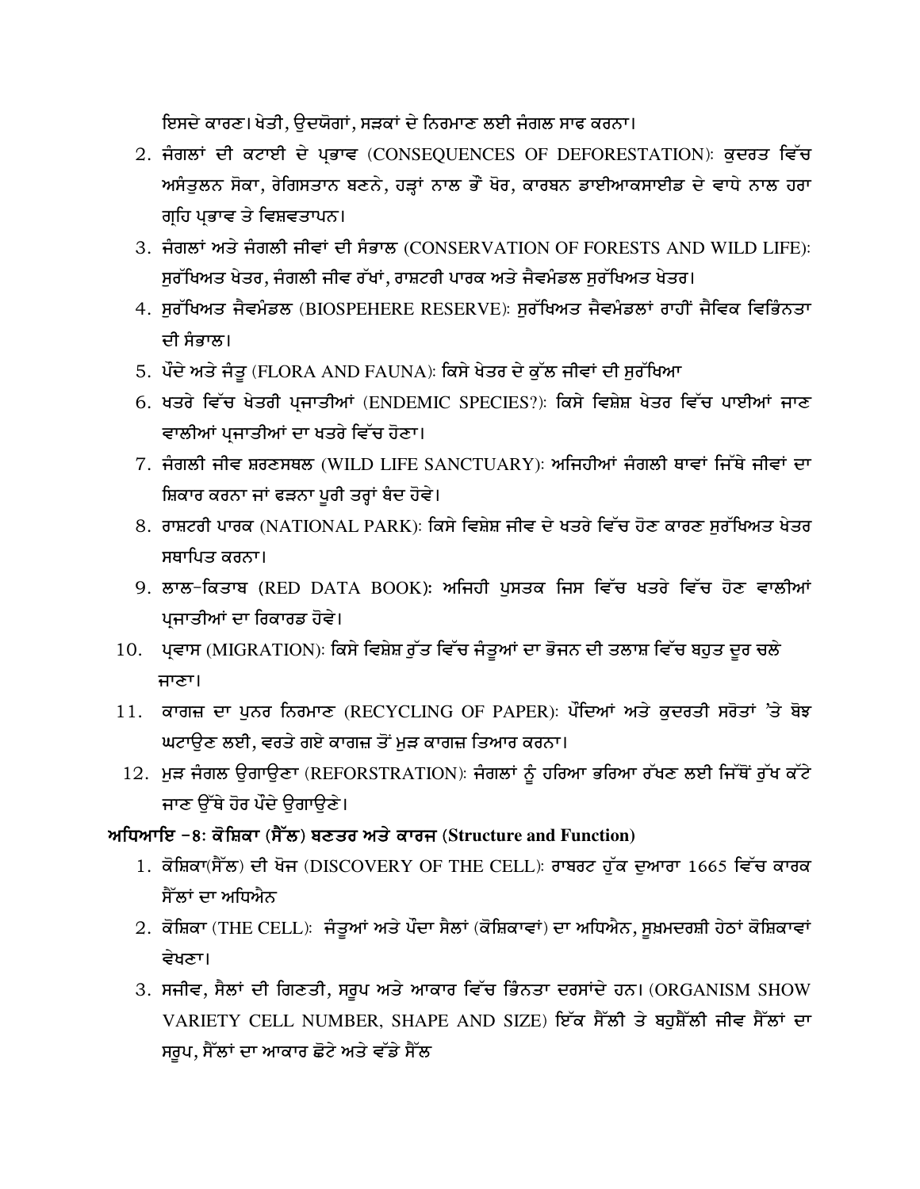ਇਸਦੇ ਕਾਰਣ। ਖੇਤੀ, ਉਦਯੋਗਾਂ, ਸੜਕਾਂ ਦੇ ਨਿਰਮਾਣ ਲਈ ਜੰਗਲ ਸਾਫ ਕਰਨਾ।

2. ਜੰਗਲਾਂ ਦੀ ਕਟਾਈ ਦੇ ਪ੍ਰਭਾਵ (CONSEQUENCES OF DEFORESTATION): ਕੁਦਰਤ ਵਿੱਚ ਅਸੰਤੁਲਨ ਸੋਕਾ, ਰੇਗਿਸਤਾਨ ਬਣਨੇ, ਹੜ੍ਹਾਂ ਨਾਲ ਭੌਂ ਖੋਰ, ਕਾਰਬਨ ਡਾਈਆਕਸਾਈਡ ਦੇ ਵਾਧੇ ਨਾਲ ਹਰਾ ਗ੍ਰਹਿ ਪ੍ਰਭਾਵ ਤੇ ਵਿਸ਼ਵਤਾਪਨ।
3. ਜੰਗਲਾਂ ਅਤੇ ਜੰਗਲੀ ਜੀਵਾਂ ਦੀ ਸੰਭਾਲ (CONSERVATION OF FORESTS AND WILD LIFE): ਸੁਰੱਖਿਅਤ ਖੇਤਰ, ਜੰਗਲੀ ਜੀਵ ਰੱਖਾਂ, ਰਾਸ਼ਟਰੀ ਪਾਰਕ ਅਤੇ ਜੈਵਮੰਡਲ ਸੁਰੱਖਿਅਤ ਖੇਤਰ।
4. ਸੁਰੱਖਿਅਤ ਜੈਵਮੰਡਲ (BIOSPEHERE RESERVE): ਸੁਰੱਖਿਅਤ ਜੈਵਮੰਡਲਾਂ ਰਾਹੀਂ ਜੈਵਿਕ ਵਿਭਿੰਨਤਾ ਦੀ ਸੰਭਾਲ।
5. ਪੌਦੇ ਅਤੇ ਜੰਤੂ (FLORA AND FAUNA): ਕਿਸੇ ਖੇਤਰ ਦੇ ਕੁੱਲ ਜੀਵਾਂ ਦੀ ਸੁਰੱਖਿਆ
6. ਖਤਰੇ ਵਿੱਚ ਖੇਤਰੀ ਪ੍ਰਜਾਤੀਆਂ (ENDEMIC SPECIES?): ਕਿਸੇ ਵਿਸ਼ੇਸ਼ ਖੇਤਰ ਵਿੱਚ ਪਾਈਆਂ ਜਾਣ ਵਾਲੀਆਂ ਪ੍ਰਜਾਤੀਆਂ ਦਾ ਖਤਰੇ ਵਿੱਚ ਹੋਣਾ।
7. ਜੰਗਲੀ ਜੀਵ ਸ਼ਰਣਸਥਲ (WILD LIFE SANCTUARY): ਅਜਿਹੀਆਂ ਜੰਗਲੀ ਥਾਵਾਂ ਜਿੱਥੇ ਜੀਵਾਂ ਦਾ ਸ਼ਿਕਾਰ ਕਰਨਾ ਜਾਂ ਫੜਨਾ ਪੂਰੀ ਤਰ੍ਹਾਂ ਬੰਦ ਹੋਵੇ।
8. ਰਾਸ਼ਟਰੀ ਪਾਰਕ (NATIONAL PARK): ਕਿਸੇ ਵਿਸ਼ੇਸ਼ ਜੀਵ ਦੇ ਖਤਰੇ ਵਿੱਚ ਹੋਣ ਕਾਰਣ ਸੁਰੱਖਿਅਤ ਖੇਤਰ ਸਥਾਪਿਤ ਕਰਨਾ।
9. ਲਾਲ-ਕਿਤਾਬ (RED DATA BOOK): ਅਜਿਹੀ ਪੁਸਤਕ ਜਿਸ ਵਿੱਚ ਖਤਰੇ ਵਿੱਚ ਹੋਣ ਵਾਲੀਆਂ ਪ੍ਰਜਾਤੀਆਂ ਦਾ ਰਿਕਾਰਡ ਹੋਵੇ।
10. ਪ੍ਰਵਾਸ (MIGRATION): ਕਿਸੇ ਵਿਸ਼ੇਸ਼ ਰੁੱਤ ਵਿੱਚ ਜੰਤੂਆਂ ਦਾ ਭੋਜਨ ਦੀ ਤਲਾਸ਼ ਵਿੱਚ ਬਹੁਤ ਦੂਰ ਚਲੇ ਜਾਣਾ।
11. ਕਾਗਜ਼ ਦਾ ਪੁਨਰ ਨਿਰਮਾਣ (RECYCLING OF PAPER): ਪੌਦਿਆਂ ਅਤੇ ਕੁਦਰਤੀ ਸਰੋਤਾਂ 'ਤੇ ਬੋਝ ਘਟਾਉਣ ਲਈ, ਵਰਤੇ ਗਏ ਕਾਗਜ਼ ਤੋਂ ਮੁੜ ਕਾਗਜ਼ ਤਿਆਰ ਕਰਨਾ।
12. ਮੁੜ ਜੰਗਲ ਉਗਾਉਣਾ (REFORSTRATION): ਜੰਗਲਾਂ ਨੂੰ ਹਰਿਆ ਭਰਿਆ ਰੱਖਣ ਲਈ ਜਿੱਥੋਂ ਰੁੱਖ ਕੱਟੇ ਜਾਣ ਉੱਥੇ ਹੋਰ ਪੌਦੇ ਉਗਾਉਣੇ।

**ਅਧਿਆਇ -8: ਕੋਸ਼ਿਕਾ (ਸੈੱਲ) ਬਣਤਰ ਅਤੇ ਕਾਰਜ (Structure and Function)**

1. ਕੋਸ਼ਿਕਾ(ਸੈੱਲ) ਦੀ ਖੋਜ (DISCOVERY OF THE CELL): ਰਾਬਰਟ ਹੁੱਕ ਦੁਆਰਾ 1665 ਵਿੱਚ ਕਾਰਕ ਸੈੱਲਾਂ ਦਾ ਅਧਿਐਨ
2. ਕੋਸ਼ਿਕਾ (THE CELL): ਜੰਤੂਆਂ ਅਤੇ ਪੌਦਾ ਸੈਲਾਂ (ਕੋਸ਼ਿਕਾਵਾਂ) ਦਾ ਅਧਿਐਨ, ਸੂਖ਼ਮਦਰਸ਼ੀ ਹੇਠਾਂ ਕੋਸ਼ਿਕਾਵਾਂ ਵੇਖਣਾ।
3. ਸਜੀਵ, ਸੈਲਾਂ ਦੀ ਗਿਣਤੀ, ਸਰੂਪ ਅਤੇ ਆਕਾਰ ਵਿੱਚ ਭਿੰਨਤਾ ਦਰਸਾਂਦੇ ਹਨ। (ORGANISM SHOW VARIETY CELL NUMBER, SHAPE AND SIZE) ਇੱਕ ਸੈੱਲੀ ਤੇ ਬਹੁਸ਼ੈੱਲੀ ਜੀਵ ਸੈੱਲਾਂ ਦਾ ਸਰੂਪ, ਸੈੱਲਾਂ ਦਾ ਆਕਾਰ ਛੋਟੇ ਅਤੇ ਵੱਡੇ ਸੈੱਲ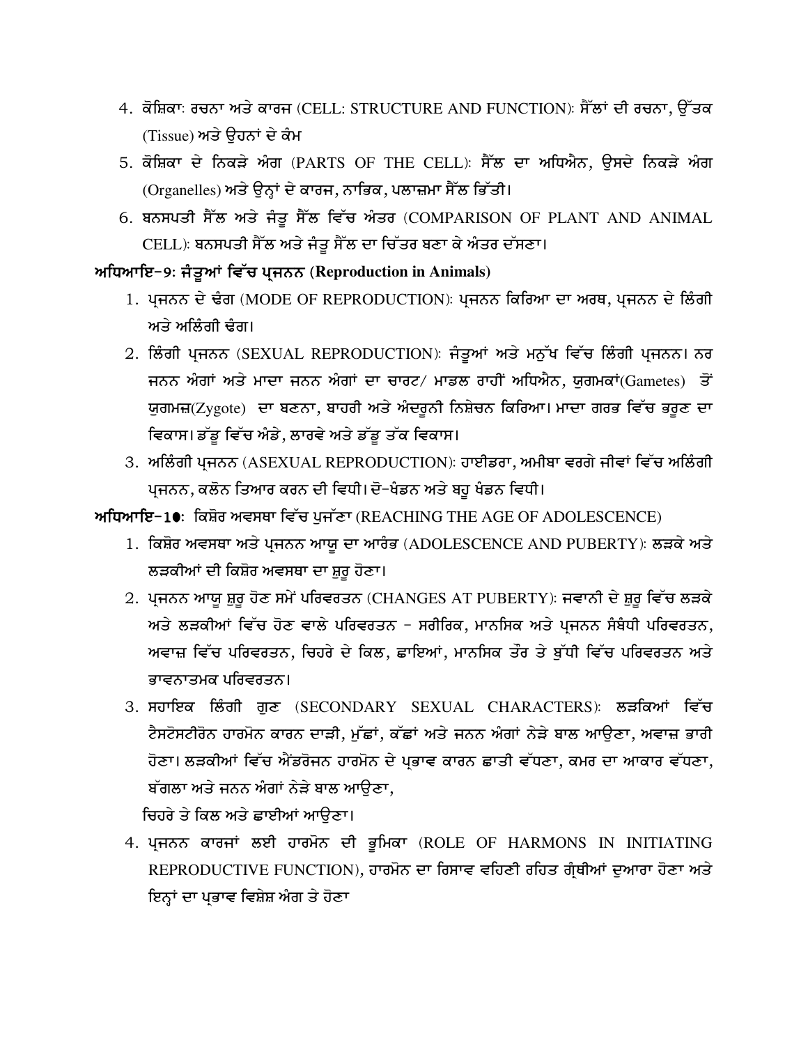4. ਕੋਸ਼ਿਕਾ: ਰਚਨਾ ਅਤੇ ਕਾਰਜ (CELL: STRUCTURE AND FUNCTION): ਸੈੱਲਾਂ ਦੀ ਰਚਨਾ, ਉੱਤਕ (Tissue) ਅਤੇ ਉਹਨਾਂ ਦੇ ਕੰਮ
5. ਕੋਸ਼ਿਕਾ ਦੇ ਨਿਕੜੇ ਅੰਗ (PARTS OF THE CELL): ਸੈੱਲ ਦਾ ਅਧਿਐਨ, ਉਸਦੇ ਨਿਕੜੇ ਅੰਗ (Organelles) ਅਤੇ ਉਨ੍ਹਾਂ ਦੇ ਕਾਰਜ, ਨਾਭਿਕ, ਪਲਾਜ਼ਮਾ ਸੈੱਲ ਭਿੱਤੀ।
6. ਬਨਸਪਤੀ ਸੈੱਲ ਅਤੇ ਜੰਤੂ ਸੈੱਲ ਵਿੱਚ ਅੰਤਰ (COMPARISON OF PLANT AND ANIMAL CELL): ਬਨਸਪਤੀ ਸੈੱਲ ਅਤੇ ਜੰਤੂ ਸੈੱਲ ਦਾ ਚਿੱਤਰ ਬਣਾ ਕੇ ਅੰਤਰ ਦੱਸਣਾ।

**ਅਧਿਆਇ-9: ਜੰਤੂਆਂ ਵਿੱਚ ਪ੍ਰਜਨਨ (Reproduction in Animals)**

1. ਪ੍ਰਜਨਨ ਦੇ ਢੰਗ (MODE OF REPRODUCTION): ਪ੍ਰਜਨਨ ਕਿਰਿਆ ਦਾ ਅਰਥ, ਪ੍ਰਜਨਨ ਦੇ ਲਿੰਗੀ ਅਤੇ ਅਲਿੰਗੀ ਢੰਗ।
2. ਲਿੰਗੀ ਪ੍ਰਜਨਨ (SEXUAL REPRODUCTION): ਜੰਤੂਆਂ ਅਤੇ ਮਨੁੱਖ ਵਿੱਚ ਲਿੰਗੀ ਪ੍ਰਜਨਨ। ਨਰ ਜਨਨ ਅੰਗਾਂ ਅਤੇ ਮਾਦਾ ਜਨਨ ਅੰਗਾਂ ਦਾ ਚਾਰਟ/ ਮਾਡਲ ਰਾਹੀਂ ਅਧਿਐਨ, ਯੁਗਮਕਾਂ(Gametes) ਤੋਂ ਯੁਗਮਜ਼(Zygote) ਦਾ ਬਣਨਾ, ਬਾਹਰੀ ਅਤੇ ਅੰਦਰੂਨੀ ਨਿਸ਼ੇਚਨ ਕਿਰਿਆ। ਮਾਦਾ ਗਰਭ ਵਿੱਚ ਭਰੂਣ ਦਾ ਵਿਕਾਸ। ਡੱਡੂ ਵਿੱਚ ਅੰਡੇ, ਲਾਰਵੇ ਅਤੇ ਡੱਡੂ ਤੱਕ ਵਿਕਾਸ।
3. ਅਲਿੰਗੀ ਪ੍ਰਜਨਨ (ASEXUAL REPRODUCTION): ਹਾਈਡਰਾ, ਅਮੀਬਾ ਵਰਗੇ ਜੀਵਾਂ ਵਿੱਚ ਅਲਿੰਗੀ ਪ੍ਰਜਨਨ, ਕਲੋਨ ਤਿਆਰ ਕਰਨ ਦੀ ਵਿਧੀ। ਦੋ-ਖੰਡਨ ਅਤੇ ਬਹੁ ਖੰਡਨ ਵਿਧੀ।

**ਅਧਿਆਇ-10:** ਕਿਸ਼ੋਰ ਅਵਸਥਾ ਵਿੱਚ ਪੁਜੱਣਾ (REACHING THE AGE OF ADOLESCENCE)

1. ਕਿਸ਼ੋਰ ਅਵਸਥਾ ਅਤੇ ਪ੍ਰਜਨਨ ਆਯੂ ਦਾ ਆਰੰਭ (ADOLESCENCE AND PUBERTY): ਲੜਕੇ ਅਤੇ ਲੜਕੀਆਂ ਦੀ ਕਿਸ਼ੋਰ ਅਵਸਥਾ ਦਾ ਸ਼ੁਰੂ ਹੋਣਾ।
2. ਪ੍ਰਜਨਨ ਆਯੂ ਸ਼ੁਰੂ ਹੋਣ ਸਮੇਂ ਪਰਿਵਰਤਨ (CHANGES AT PUBERTY): ਜਵਾਨੀ ਦੇ ਸ਼ੁਰੂ ਵਿੱਚ ਲੜਕੇ ਅਤੇ ਲੜਕੀਆਂ ਵਿੱਚ ਹੋਣ ਵਾਲੇ ਪਰਿਵਰਤਨ - ਸਰੀਰਿਕ, ਮਾਨਸਿਕ ਅਤੇ ਪ੍ਰਜਨਨ ਸੰਬੰਧੀ ਪਰਿਵਰਤਨ, ਅਵਾਜ਼ ਵਿੱਚ ਪਰਿਵਰਤਨ, ਚਿਹਰੇ ਦੇ ਕਿਲ, ਛਾਇਆਂ, ਮਾਨਸਿਕ ਤੌਰ ਤੇ ਬੁੱਧੀ ਵਿੱਚ ਪਰਿਵਰਤਨ ਅਤੇ ਭਾਵਨਾਤਮਕ ਪਰਿਵਰਤਨ।
3. ਸਹਾਇਕ ਲਿੰਗੀ ਗੁਣ (SECONDARY SEXUAL CHARACTERS): ਲੜਕਿਆਂ ਵਿੱਚ ਟੈਸਟੋਸਟੀਰੋਨ ਹਾਰਮੋਨ ਕਾਰਨ ਦਾੜੀ, ਮੁੱਛਾਂ, ਕੱਛਾਂ ਅਤੇ ਜਨਨ ਅੰਗਾਂ ਨੇੜੇ ਬਾਲ ਆਉਣਾ, ਅਵਾਜ਼ ਭਾਰੀ ਹੋਣਾ। ਲੜਕੀਆਂ ਵਿੱਚ ਐਂਡਰੋਜਨ ਹਾਰਮੋਨ ਦੇ ਪ੍ਰਭਾਵ ਕਾਰਨ ਛਾਤੀ ਵੱਧਣਾ, ਕਮਰ ਦਾ ਆਕਾਰ ਵੱਧਣਾ, ਬੱਗਲਾ ਅਤੇ ਜਨਨ ਅੰਗਾਂ ਨੇੜੇ ਬਾਲ ਆਉਣਾ,
   ਚਿਹਰੇ ਤੇ ਕਿਲ ਅਤੇ ਛਾਈਆਂ ਆਉਣਾ।
4. ਪ੍ਰਜਨਨ ਕਾਰਜਾਂ ਲਈ ਹਾਰਮੋਨ ਦੀ ਭੂਮਿਕਾ (ROLE OF HARMONS IN INITIATING REPRODUCTIVE FUNCTION), ਹਾਰਮੋਨ ਦਾ ਰਿਸਾਵ ਵਹਿਣੀ ਰਹਿਤ ਗ੍ਰੰਥੀਆਂ ਦੁਆਰਾ ਹੋਣਾ ਅਤੇ ਇਨ੍ਹਾਂ ਦਾ ਪ੍ਰਭਾਵ ਵਿਸ਼ੇਸ਼ ਅੰਗ ਤੇ ਹੋਣਾ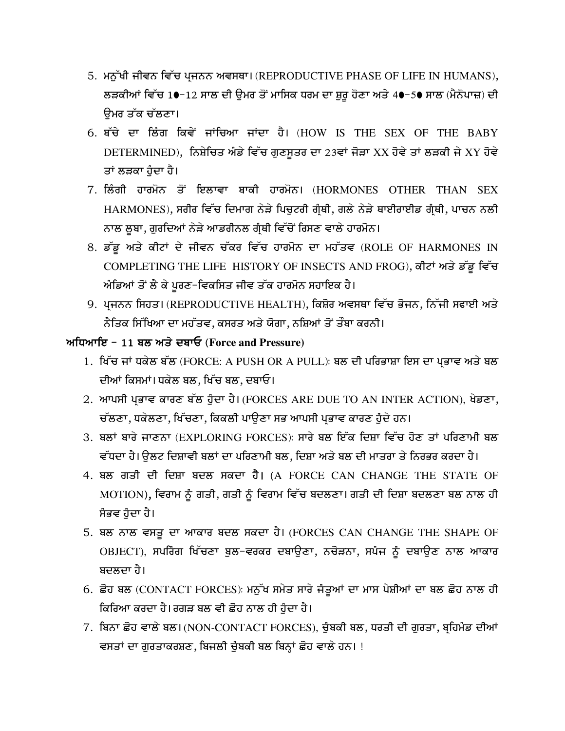5. ਮਨੁੱਖੀ ਜੀਵਨ ਵਿੱਚ ਪ੍ਰਜਨਨ ਅਵਸਥਾ। (REPRODUCTIVE PHASE OF LIFE IN HUMANS), ਲੜਕੀਆਂ ਵਿੱਚ 10-12 ਸਾਲ ਦੀ ਉਮਰ ਤੋਂ ਮਾਸਿਕ ਧਰਮ ਦਾ ਸ਼ੁਰੂ ਹੋਣਾ ਅਤੇ 40-50 ਸਾਲ (ਮੈਨੋਪਾਜ਼) ਦੀ ਉਮਰ ਤੱਕ ਚੱਲਣਾ।
6. ਬੱਚੇ ਦਾ ਲਿੰਗ ਕਿਵੇਂ ਜਾਂਚਿਆ ਜਾਂਦਾ ਹੈ। (HOW IS THE SEX OF THE BABY DETERMINED), ਨਿਸ਼ੇਚਿਤ ਅੰਡੇ ਵਿੱਚ ਗੁਣਸੂਤਰ ਦਾ 23ਵਾਂ ਜੋੜਾ XX ਹੋਵੇ ਤਾਂ ਲੜਕੀ ਜੇ XY ਹੋਵੇ ਤਾਂ ਲੜਕਾ ਹੁੰਦਾ ਹੈ।
7. ਲਿੰਗੀ ਹਾਰਮੋਨ ਤੋਂ ਇਲਾਵਾ ਬਾਕੀ ਹਾਰਮੋਨ। (HORMONES OTHER THAN SEX HARMONES), ਸਰੀਰ ਵਿੱਚ ਦਿਮਾਗ ਨੇੜੇ ਪਿਚੁਟਰੀ ਗ੍ਰੰਥੀ, ਗਲੇ ਨੇੜੇ ਥਾਈਰਾਈਡ ਗ੍ਰੰਥੀ, ਪਾਚਨ ਨਲੀ ਨਾਲ ਲੂਬਾ, ਗੁਰਦਿਆਂ ਨੇੜੇ ਆਡਰੀਨਲ ਗ੍ਰੰਥੀ ਵਿੱਚੋਂ ਰਿਸਣ ਵਾਲੇ ਹਾਰਮੋਨ।
8. ਡੱਡੂ ਅਤੇ ਕੀਟਾਂ ਦੇ ਜੀਵਨ ਚੱਕਰ ਵਿੱਚ ਹਾਰਮੋਨ ਦਾ ਮਹੱਤਵ (ROLE OF HARMONES IN COMPLETING THE LIFE HISTORY OF INSECTS AND FROG), ਕੀਟਾਂ ਅਤੇ ਡੱਡੂ ਵਿੱਚ ਅੰਡਿਆਂ ਤੋਂ ਲੈ ਕੇ ਪੂਰਣ-ਵਿਕਸਿਤ ਜੀਵ ਤੱਕ ਹਾਰਮੋਨ ਸਹਾਇਕ ਹੈ।
9. ਪ੍ਰਜਨਨ ਸਿਹਤ। (REPRODUCTIVE HEALTH), ਕਿਸ਼ੋਰ ਅਵਸਥਾ ਵਿੱਚ ਭੋਜਨ, ਨਿੱਜੀ ਸਫਾਈ ਅਤੇ ਨੈਤਿਕ ਸਿੱਖਿਆ ਦਾ ਮਹੱਤਵ, ਕਸਰਤ ਅਤੇ ਯੋਗਾ, ਨਸ਼ਿਆਂ ਤੋਂ ਤੌਬਾ ਕਰਨੀ।

**ਅਧਿਆਇ - 11 ਬਲ ਅਤੇ ਦਬਾਓ (Force and Pressure)**

1. ਖਿੱਚ ਜਾਂ ਧਕੇਲ ਬੱਲ (FORCE: A PUSH OR A PULL): ਬਲ ਦੀ ਪਰਿਭਾਸ਼ਾ ਇਸ ਦਾ ਪ੍ਰਭਾਵ ਅਤੇ ਬਲ ਦੀਆਂ ਕਿਸਮਾਂ। ਧਕੇਲ ਬਲ, ਖਿੱਚ ਬਲ, ਦਬਾਓ।
2. ਆਪਸੀ ਪ੍ਰਭਾਵ ਕਾਰਣ ਬੱਲ ਹੁੰਦਾ ਹੈ। (FORCES ARE DUE TO AN INTER ACTION), ਖੇਡਣਾ, ਚੱਲਣਾ, ਧਕੇਲਣਾ, ਖਿੱਚਣਾ, ਕਿਕਲੀ ਪਾਉਣਾ ਸਭ ਆਪਸੀ ਪ੍ਰਭਾਵ ਕਾਰਣ ਹੁੰਦੇ ਹਨ।
3. ਬਲਾਂ ਬਾਰੇ ਜਾਣਨਾ (EXPLORING FORCES): ਸਾਰੇ ਬਲ ਇੱਕ ਦਿਸ਼ਾ ਵਿੱਚ ਹੋਣ ਤਾਂ ਪਰਿਣਾਮੀ ਬਲ ਵੱਧਦਾ ਹੈ। ਉਲਟ ਦਿਸ਼ਾਵੀ ਬਲਾਂ ਦਾ ਪਰਿਣਾਮੀ ਬਲ, ਦਿਸ਼ਾ ਅਤੇ ਬਲ ਦੀ ਮਾਤਰਾ ਤੇ ਨਿਰਭਰ ਕਰਦਾ ਹੈ।
4. ਬਲ ਗਤੀ ਦੀ ਦਿਸ਼ਾ ਬਦਲ ਸਕਦਾ ਹੈ। (A FORCE CAN CHANGE THE STATE OF MOTION), ਵਿਰਾਮ ਨੂੰ ਗਤੀ, ਗਤੀ ਨੂੰ ਵਿਰਾਮ ਵਿੱਚ ਬਦਲਣਾ। ਗਤੀ ਦੀ ਦਿਸ਼ਾ ਬਦਲਣਾ ਬਲ ਨਾਲ ਹੀ ਸੰਭਵ ਹੁੰਦਾ ਹੈ।
5. ਬਲ ਨਾਲ ਵਸਤੂ ਦਾ ਆਕਾਰ ਬਦਲ ਸਕਦਾ ਹੈ। (FORCES CAN CHANGE THE SHAPE OF OBJECT), ਸਪਰਿੰਗ ਖਿੱਚਣਾ ਬੁਲ-ਵਰਕਰ ਦਬਾਉਣਾ, ਨਚੋੜਨਾ, ਸਪੰਜ ਨੂੰ ਦਬਾਉਣ ਨਾਲ ਆਕਾਰ ਬਦਲਦਾ ਹੈ।
6. ਛੋਹ ਬਲ (CONTACT FORCES): ਮਨੁੱਖ ਸਮੇਤ ਸਾਰੇ ਜੰਤੂਆਂ ਦਾ ਮਾਸ ਪੇਸ਼ੀਆਂ ਦਾ ਬਲ ਛੋਹ ਨਾਲ ਹੀ ਕਿਰਿਆ ਕਰਦਾ ਹੈ। ਰਗੜ ਬਲ ਵੀ ਛੋਹ ਨਾਲ ਹੀ ਹੁੰਦਾ ਹੈ।
7. ਬਿਨਾ ਛੋਹ ਵਾਲੇ ਬਲ। (NON-CONTACT FORCES), ਚੁੰਬਕੀ ਬਲ, ਧਰਤੀ ਦੀ ਗੁਰਤਾ, ਬ੍ਰਹਿਮੰਡ ਦੀਆਂ ਵਸਤਾਂ ਦਾ ਗੁਰਤਾਕਰਸ਼ਣ, ਬਿਜਲੀ ਚੁੰਬਕੀ ਬਲ ਬਿਨ੍ਹਾਂ ਛੋਹ ਵਾਲੇ ਹਨ। !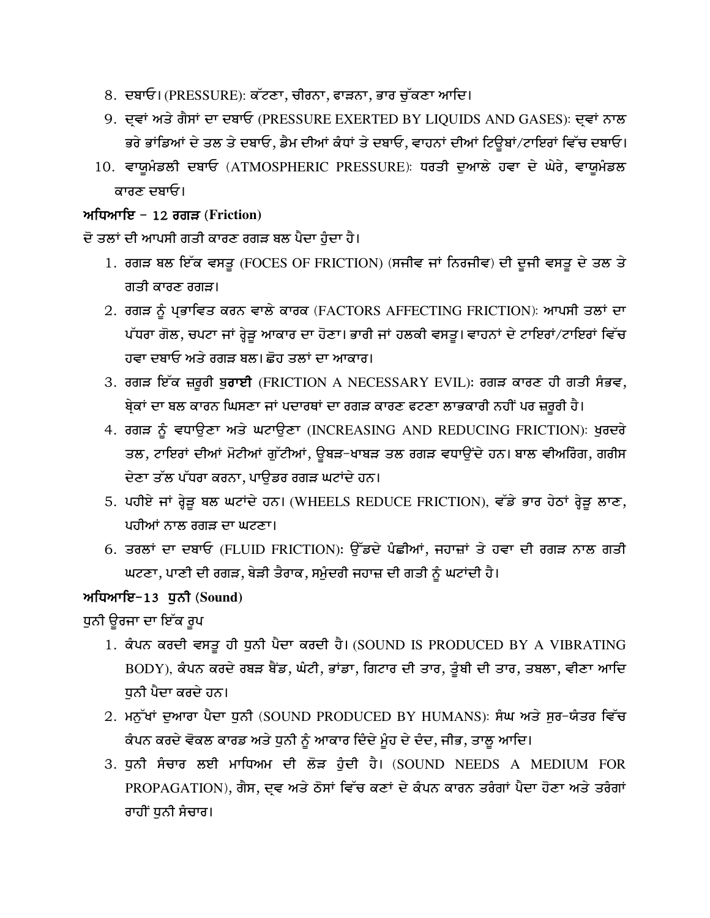8. ਦਬਾਓ। (PRESSURE): ਕੱਟਣਾ, ਚੀਰਨਾ, ਫਾੜਨਾ, ਭਾਰ ਚੁੱਕਣਾ ਆਦਿ।
9. ਦ੍ਰਵਾਂ ਅਤੇ ਗੈਸਾਂ ਦਾ ਦਬਾਓ (PRESSURE EXERTED BY LIQUIDS AND GASES): ਦ੍ਰਵਾਂ ਨਾਲ ਭਰੇ ਭਾਂਡਿਆਂ ਦੇ ਤਲ ਤੇ ਦਬਾਓ, ਡੈਮ ਦੀਆਂ ਕੰਧਾਂ ਤੇ ਦਬਾਓ, ਵਾਹਨਾਂ ਦੀਆਂ ਟਿਊਬਾਂ/ਟਾਇਰਾਂ ਵਿੱਚ ਦਬਾਓ।
10. ਵਾਯੂਮੰਡਲੀ ਦਬਾਓ (ATMOSPHERIC PRESSURE): ਧਰਤੀ ਦੁਆਲੇ ਹਵਾ ਦੇ ਘੇਰੇ, ਵਾਯੂਮੰਡਲ ਕਾਰਣ ਦਬਾਓ।

**ਅਧਿਆਇ – 12 ਰਗੜ (Friction)**

ਦੋ ਤਲਾਂ ਦੀ ਆਪਸੀ ਗਤੀ ਕਾਰਣ ਰਗੜ ਬਲ ਪੈਦਾ ਹੁੰਦਾ ਹੈ।

1. ਰਗੜ ਬਲ ਇੱਕ ਵਸਤੂ (FOCES OF FRICTION) (ਸਜੀਵ ਜਾਂ ਨਿਰਜੀਵ) ਦੀ ਦੂਜੀ ਵਸਤੂ ਦੇ ਤਲ ਤੇ ਗਤੀ ਕਾਰਣ ਰਗੜ।
2. ਰਗੜ ਨੂੰ ਪ੍ਰਭਾਵਿਤ ਕਰਨ ਵਾਲੇ ਕਾਰਕ (FACTORS AFFECTING FRICTION): ਆਪਸੀ ਤਲਾਂ ਦਾ ਪੱਧਰਾ ਗੋਲ, ਚਪਟਾ ਜਾਂ ਰ੍ਹੇੜੂ ਆਕਾਰ ਦਾ ਹੋਣਾ। ਭਾਰੀ ਜਾਂ ਹਲਕੀ ਵਸਤੂ। ਵਾਹਨਾਂ ਦੇ ਟਾਇਰਾਂ/ਟਾਇਰਾਂ ਵਿੱਚ ਹਵਾ ਦਬਾਓ ਅਤੇ ਰਗੜ ਬਲ। ਛੋਹ ਤਲਾਂ ਦਾ ਆਕਾਰ।
3. ਰਗੜ ਇੱਕ ਜ਼ਰੂਰੀ **ਬੁਰਾਈ** (FRICTION A NECESSARY EVIL): ਰਗੜ ਕਾਰਣ ਹੀ ਗਤੀ ਸੰਭਵ, ਬ੍ਰੇਕਾਂ ਦਾ ਬਲ ਕਾਰਨ ਘਿਸਣਾ ਜਾਂ ਪਦਾਰਥਾਂ ਦਾ ਰਗੜ ਕਾਰਣ ਫਟਣਾ ਲਾਭਕਾਰੀ ਨਹੀਂ ਪਰ ਜ਼ਰੂਰੀ ਹੈ।
4. ਰਗੜ ਨੂੰ ਵਧਾਉਣਾ ਅਤੇ ਘਟਾਉਣਾ (INCREASING AND REDUCING FRICTION): ਖੁਰਦਰੇ ਤਲ, ਟਾਇਰਾਂ ਦੀਆਂ ਮੋਟੀਆਂ ਗੁੱਟੀਆਂ, ਊਬੜ-ਖਾਬੜ ਤਲ ਰਗੜ ਵਧਾਉਂਦੇ ਹਨ। ਬਾਲ ਵੀਅਰਿੰਗ, ਗਰੀਸ ਦੇਣਾ ਤੱਲ ਪੱਧਰਾ ਕਰਨਾ, ਪਾਊਡਰ ਰਗੜ ਘਟਾਂਦੇ ਹਨ।
5. ਪਹੀਏ ਜਾਂ ਰ੍ਹੇੜੂ ਬਲ ਘਟਾਂਦੇ ਹਨ। (WHEELS REDUCE FRICTION), ਵੱਡੇ ਭਾਰ ਹੇਠਾਂ ਰ੍ਹੇੜੂ ਲਾਣ, ਪਹੀਆਂ ਨਾਲ ਰਗੜ ਦਾ ਘਟਣਾ।
6. ਤਰਲਾਂ ਦਾ ਦਬਾਓ (FLUID FRICTION): ਉੱਡਦੇ ਪੰਛੀਆਂ, ਜਹਾਜ਼ਾਂ ਤੇ ਹਵਾ ਦੀ ਰਗੜ ਨਾਲ ਗਤੀ ਘਟਣਾ, ਪਾਣੀ ਦੀ ਰਗੜ, ਬੇੜੀ ਤੈਰਾਕ, ਸਮੁੰਦਰੀ ਜਹਾਜ਼ ਦੀ ਗਤੀ ਨੂੰ ਘਟਾਂਦੀ ਹੈ।

**ਅਧਿਆਇ-13 ਧੁਨੀ (Sound)**

ਧੁਨੀ ਊਰਜਾ ਦਾ ਇੱਕ ਰੂਪ

1. ਕੰਪਨ ਕਰਦੀ ਵਸਤੂ ਹੀ ਧੁਨੀ ਪੈਦਾ ਕਰਦੀ ਹੈ। (SOUND IS PRODUCED BY A VIBRATING BODY), ਕੰਪਨ ਕਰਦੇ ਰਬੜ ਬੈਂਡ, ਘੰਟੀ, ਭਾਂਡਾ, ਗਿਟਾਰ ਦੀ ਤਾਰ, ਤੂੰਬੀ ਦੀ ਤਾਰ, ਤਬਲਾ, ਵੀਣਾ ਆਦਿ ਧੁਨੀ ਪੈਦਾ ਕਰਦੇ ਹਨ।
2. ਮਨੁੱਖਾਂ ਦੁਆਰਾ ਪੈਦਾ ਧੁਨੀ (SOUND PRODUCED BY HUMANS): ਸੰਘ ਅਤੇ ਸੁਰ-ਯੰਤਰ ਵਿੱਚ ਕੰਪਨ ਕਰਦੇ ਵੋਕਲ ਕਾਰਡ ਅਤੇ ਧੁਨੀ ਨੂੰ ਆਕਾਰ ਦਿੰਦੇ ਮੂੰਹ ਦੇ ਦੰਦ, ਜੀਭ, ਤਾਲੂ ਆਦਿ।
3. ਧੁਨੀ ਸੰਚਾਰ ਲਈ ਮਾਧਿਅਮ ਦੀ ਲੋੜ ਹੁੰਦੀ ਹੈ। (SOUND NEEDS A MEDIUM FOR PROPAGATION), ਗੈਸ, ਦ੍ਰਵ ਅਤੇ ਠੋਸਾਂ ਵਿੱਚ ਕਣਾਂ ਦੇ ਕੰਪਨ ਕਾਰਨ ਤਰੰਗਾਂ ਪੈਦਾ ਹੋਣਾ ਅਤੇ ਤਰੰਗਾਂ ਰਾਹੀਂ ਧੁਨੀ ਸੰਚਾਰ।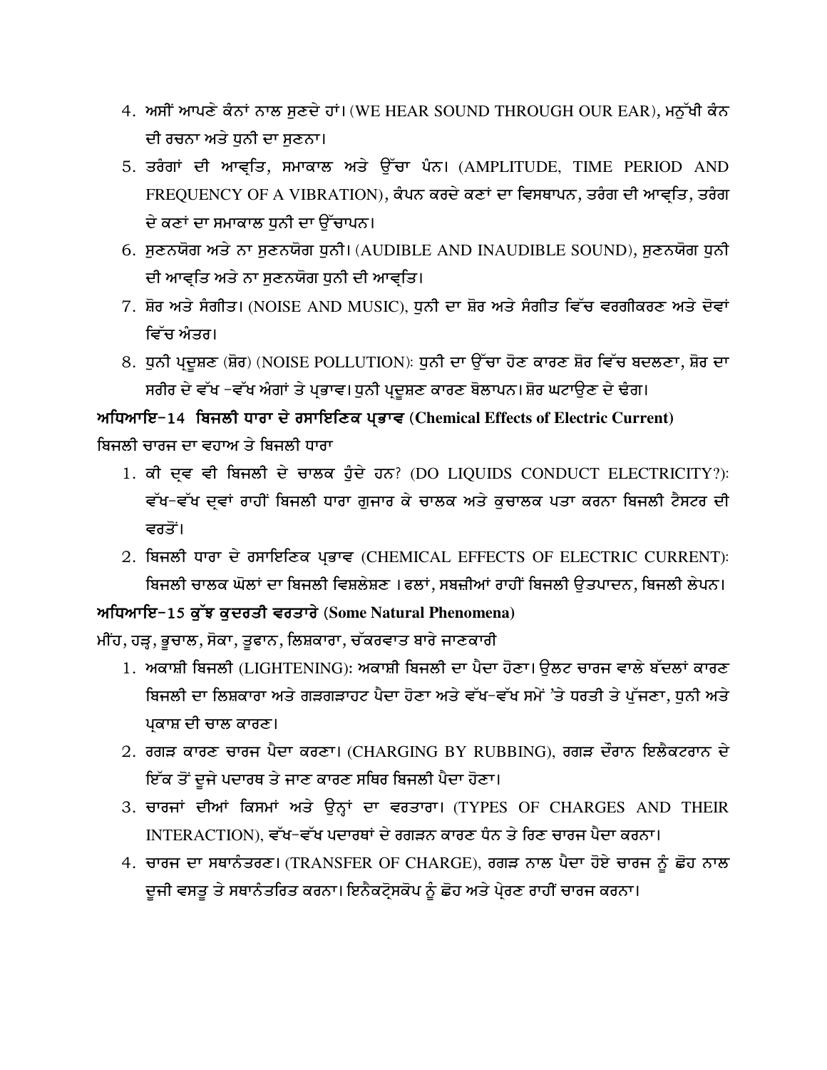4. ਅਸੀਂ ਆਪਣੇ ਕੰਨਾਂ ਨਾਲ ਸੁਣਦੇ ਹਾਂ। (WE HEAR SOUND THROUGH OUR EAR), ਮਨੁੱਖੀ ਕੰਨ ਦੀ ਰਚਨਾ ਅਤੇ ਧੁਨੀ ਦਾ ਸੁਣਨਾ।
5. ਤਰੰਗਾਂ ਦੀ ਆਵ੍ਰਿਤਿ, ਸਮਾਕਾਲ ਅਤੇ ਉੱਚਾ ਪੰਨ। (AMPLITUDE, TIME PERIOD AND FREQUENCY OF A VIBRATION), ਕੰਪਨ ਕਰਦੇ ਕਣਾਂ ਦਾ ਵਿਸਥਾਪਨ, ਤਰੰਗ ਦੀ ਆਵ੍ਰਿਤਿ, ਤਰੰਗ ਦੇ ਕਣਾਂ ਦਾ ਸਮਾਕਾਲ ਧੁਨੀ ਦਾ ਉੱਚਾਪਨ।
6. ਸੁਣਨਯੋਗ ਅਤੇ ਨਾ ਸੁਣਨਯੋਗ ਧੁਨੀ। (AUDIBLE AND INAUDIBLE SOUND), ਸੁਣਨਯੋਗ ਧੁਨੀ ਦੀ ਆਵ੍ਰਿਤਿ ਅਤੇ ਨਾ ਸੁਣਨਯੋਗ ਧੁਨੀ ਦੀ ਆਵ੍ਰਿਤਿ।
7. ਸ਼ੋਰ ਅਤੇ ਸੰਗੀਤ। (NOISE AND MUSIC), ਧੁਨੀ ਦਾ ਸ਼ੋਰ ਅਤੇ ਸੰਗੀਤ ਵਿੱਚ ਵਰਗੀਕਰਣ ਅਤੇ ਦੋਵਾਂ ਵਿੱਚ ਅੰਤਰ।
8. ਧੁਨੀ ਪ੍ਰਦੂਸ਼ਣ (ਸ਼ੋਰ) (NOISE POLLUTION): ਧੁਨੀ ਦਾ ਉੱਚਾ ਹੋਣ ਕਾਰਣ ਸ਼ੋਰ ਵਿੱਚ ਬਦਲਣਾ, ਸ਼ੋਰ ਦਾ ਸਰੀਰ ਦੇ ਵੱਖ -ਵੱਖ ਅੰਗਾਂ ਤੇ ਪ੍ਰਭਾਵ। ਧੁਨੀ ਪ੍ਰਦੂਸ਼ਣ ਕਾਰਣ ਬੋਲਾਪਨ। ਸ਼ੋਰ ਘਟਾਉਣ ਦੇ ਢੰਗ।

**ਅਧਿਆਇ-14 ਬਿਜਲੀ ਧਾਰਾ ਦੇ ਰਸਾਇਣਿਕ ਪ੍ਰਭਾਵ (Chemical Effects of Electric Current)**

ਬਿਜਲੀ ਚਾਰਜ ਦਾ ਵਹਾਅ ਤੇ ਬਿਜਲੀ ਧਾਰਾ

1. ਕੀ ਦ੍ਰਵ ਵੀ ਬਿਜਲੀ ਦੇ ਚਾਲਕ ਹੁੰਦੇ ਹਨ? (DO LIQUIDS CONDUCT ELECTRICITY?): ਵੱਖ-ਵੱਖ ਦ੍ਰਵਾਂ ਰਾਹੀਂ ਬਿਜਲੀ ਧਾਰਾ ਗੁਜਾਰ ਕੇ ਚਾਲਕ ਅਤੇ ਕੁਚਾਲਕ ਪਤਾ ਕਰਨਾ ਬਿਜਲੀ ਟੈਸਟਰ ਦੀ ਵਰਤੋਂ।
2. ਬਿਜਲੀ ਧਾਰਾ ਦੇ ਰਸਾਇਣਿਕ ਪ੍ਰਭਾਵ (CHEMICAL EFFECTS OF ELECTRIC CURRENT): ਬਿਜਲੀ ਚਾਲਕ ਘੋਲਾਂ ਦਾ ਬਿਜਲੀ ਵਿਸ਼ਲੇਸ਼ਣ । ਫਲਾਂ, ਸਬਜ਼ੀਆਂ ਰਾਹੀਂ ਬਿਜਲੀ ਉਤਪਾਦਨ, ਬਿਜਲੀ ਲੇਪਨ।

**ਅਧਿਆਇ-15 ਕੁੱਝ ਕੁਦਰਤੀ ਵਰਤਾਰੇ (Some Natural Phenomena)**

ਮੀਂਹ, ਹੜ੍ਹ, ਭੂਚਾਲ, ਸੋਕਾ, ਤੂਫਾਨ, ਲਿਸ਼ਕਾਰਾ, ਚੱਕਰਵਾਤ ਬਾਰੇ ਜਾਣਕਾਰੀ

1. ਅਕਾਸ਼ੀ ਬਿਜਲੀ (LIGHTENING): ਅਕਾਸ਼ੀ ਬਿਜਲੀ ਦਾ ਪੈਦਾ ਹੋਣਾ। ਉਲਟ ਚਾਰਜ ਵਾਲੇ ਬੱਦਲਾਂ ਕਾਰਣ ਬਿਜਲੀ ਦਾ ਲਿਸ਼ਕਾਰਾ ਅਤੇ ਗੜਗੜਾਹਟ ਪੈਦਾ ਹੋਣਾ ਅਤੇ ਵੱਖ-ਵੱਖ ਸਮੇਂ 'ਤੇ ਧਰਤੀ ਤੇ ਪੁੱਜਣਾ, ਧੁਨੀ ਅਤੇ ਪ੍ਰਕਾਸ਼ ਦੀ ਚਾਲ ਕਾਰਣ।
2. ਰਗੜ ਕਾਰਣ ਚਾਰਜ ਪੈਦਾ ਕਰਨਾ। (CHARGING BY RUBBING), ਰਗੜ ਦੌਰਾਨ ਇਲੈਕਟਰਾਨ ਦੇ ਇੱਕ ਤੋਂ ਦੂਜੇ ਪਦਾਰਥ ਤੇ ਜਾਣ ਕਾਰਣ ਸਥਿਰ ਬਿਜਲੀ ਪੈਦਾ ਹੋਣਾ।
3. ਚਾਰਜਾਂ ਦੀਆਂ ਕਿਸਮਾਂ ਅਤੇ ਉਨ੍ਹਾਂ ਦਾ ਵਰਤਾਰਾ। (TYPES OF CHARGES AND THEIR INTERACTION), ਵੱਖ-ਵੱਖ ਪਦਾਰਥਾਂ ਦੇ ਰਗੜਨ ਕਾਰਣ ਧੰਨ ਤੇ ਰਿਣ ਚਾਰਜ ਪੈਦਾ ਕਰਨਾ।
4. ਚਾਰਜ ਦਾ ਸਥਾਨੰਤਰਣ। (TRANSFER OF CHARGE), ਰਗੜ ਨਾਲ ਪੈਦਾ ਹੋਏ ਚਾਰਜ ਨੂੰ ਛੋਹ ਨਾਲ ਦੂਜੀ ਵਸਤੂ ਤੇ ਸਥਾਨੰਤਰਿਤ ਕਰਨਾ। ਇਲੈਕਟ੍ਰੋਸਕੋਪ ਨੂੰ ਛੋਹ ਅਤੇ ਪ੍ਰੇਰਣ ਰਾਹੀਂ ਚਾਰਜ ਕਰਨਾ।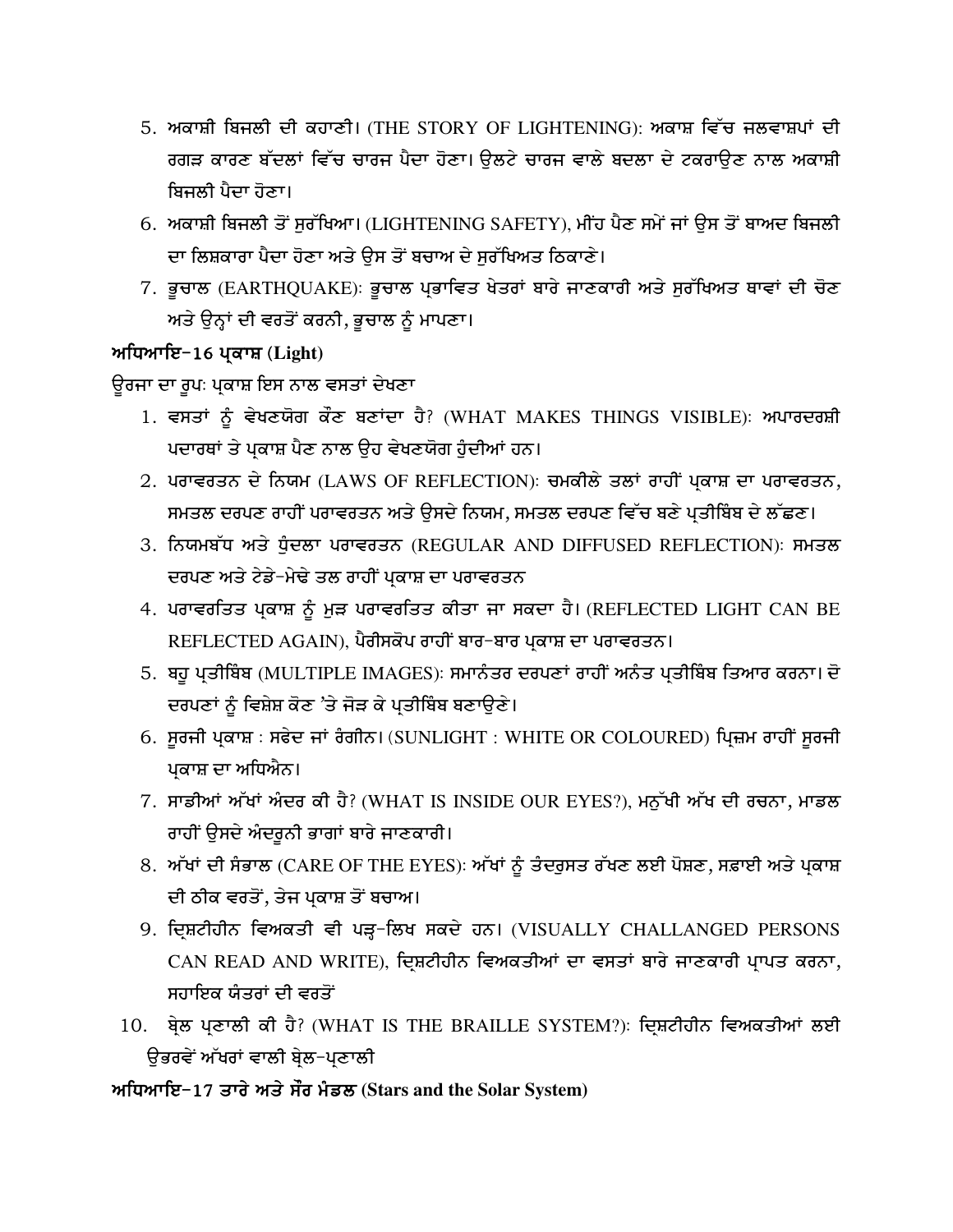5. ਅਕਾਸ਼ੀ ਬਿਜਲੀ ਦੀ ਕਹਾਣੀ। (THE STORY OF LIGHTENING): ਅਕਾਸ਼ ਵਿੱਚ ਜਲਵਾਸ਼ਪਾਂ ਦੀ ਰਗੜ ਕਾਰਣ ਬੱਦਲਾਂ ਵਿੱਚ ਚਾਰਜ ਪੈਦਾ ਹੋਣਾ। ਉਲਟੇ ਚਾਰਜ ਵਾਲੇ ਬਦਲਾ ਦੇ ਟਕਰਾਉਣ ਨਾਲ ਅਕਾਸ਼ੀ ਬਿਜਲੀ ਪੈਦਾ ਹੋਣਾ।
6. ਅਕਾਸ਼ੀ ਬਿਜਲੀ ਤੋਂ ਸੁਰੱਖਿਆ। (LIGHTENING SAFETY), ਮੀਂਹ ਪੈਣ ਸਮੇਂ ਜਾਂ ਉਸ ਤੋਂ ਬਾਅਦ ਬਿਜਲੀ ਦਾ ਲਿਸ਼ਕਾਰਾ ਪੈਦਾ ਹੋਣਾ ਅਤੇ ਉਸ ਤੋਂ ਬਚਾਅ ਦੇ ਸੁਰੱਖਿਅਤ ਠਿਕਾਣੇ।
7. ਭੂਚਾਲ (EARTHQUAKE): ਭੂਚਾਲ ਪ੍ਰਭਾਵਿਤ ਖੇਤਰਾਂ ਬਾਰੇ ਜਾਣਕਾਰੀ ਅਤੇ ਸੁਰੱਖਿਅਤ ਥਾਵਾਂ ਦੀ ਚੋਣ ਅਤੇ ਉਨ੍ਹਾਂ ਦੀ ਵਰਤੋਂ ਕਰਨੀ, ਭੂਚਾਲ ਨੂੰ ਮਾਪਣਾ।

**ਅਧਿਆਇ-16 ਪ੍ਰਕਾਸ਼ (Light)**

ਊਰਜਾ ਦਾ ਰੂਪ: ਪ੍ਰਕਾਸ਼ ਇਸ ਨਾਲ ਵਸਤਾਂ ਦੇਖਣਾ

1. ਵਸਤਾਂ ਨੂੰ ਵੇਖਣਯੋਗ ਕੌਣ ਬਣਾਂਦਾ ਹੈ? (WHAT MAKES THINGS VISIBLE): ਅਪਾਰਦਰਸ਼ੀ ਪਦਾਰਥਾਂ ਤੇ ਪ੍ਰਕਾਸ਼ ਪੈਣ ਨਾਲ ਉਹ ਵੇਖਣਯੋਗ ਹੁੰਦੀਆਂ ਹਨ।
2. ਪਰਾਵਰਤਨ ਦੇ ਨਿਯਮ (LAWS OF REFLECTION): ਚਮਕੀਲੇ ਤਲਾਂ ਰਾਹੀਂ ਪ੍ਰਕਾਸ਼ ਦਾ ਪਰਾਵਰਤਨ, ਸਮਤਲ ਦਰਪਣ ਰਾਹੀਂ ਪਰਾਵਰਤਨ ਅਤੇ ਉਸਦੇ ਨਿਯਮ, ਸਮਤਲ ਦਰਪਣ ਵਿੱਚ ਬਣੇ ਪ੍ਰਤੀਬਿੰਬ ਦੇ ਲੱਛਣ।
3. ਨਿਯਮਬੱਧ ਅਤੇ ਧੁੰਦਲਾ ਪਰਾਵਰਤਨ (REGULAR AND DIFFUSED REFLECTION): ਸਮਤਲ ਦਰਪਣ ਅਤੇ ਟੇਡੇ-ਮੇਢੇ ਤਲ ਰਾਹੀਂ ਪ੍ਰਕਾਸ਼ ਦਾ ਪਰਾਵਰਤਨ
4. ਪਰਾਵਰਤਿਤ ਪ੍ਰਕਾਸ਼ ਨੂੰ ਮੁੜ ਪਰਾਵਰਤਿਤ ਕੀਤਾ ਜਾ ਸਕਦਾ ਹੈ। (REFLECTED LIGHT CAN BE REFLECTED AGAIN), ਪੈਰੀਸਕੋਪ ਰਾਹੀਂ ਬਾਰ-ਬਾਰ ਪ੍ਰਕਾਸ਼ ਦਾ ਪਰਾਵਰਤਨ।
5. ਬਹੁ ਪ੍ਰਤੀਬਿੰਬ (MULTIPLE IMAGES): ਸਮਾਨੰਤਰ ਦਰਪਣਾਂ ਰਾਹੀਂ ਅਨੰਤ ਪ੍ਰਤੀਬਿੰਬ ਤਿਆਰ ਕਰਨਾ। ਦੋ ਦਰਪਣਾਂ ਨੂੰ ਵਿਸ਼ੇਸ਼ ਕੋਣ 'ਤੇ ਜੋੜ ਕੇ ਪ੍ਰਤੀਬਿੰਬ ਬਣਾਉਣੇ।
6. ਸੂਰਜੀ ਪ੍ਰਕਾਸ਼ : ਸਫੇਦ ਜਾਂ ਰੰਗੀਨ। (SUNLIGHT : WHITE OR COLOURED) ਪ੍ਰਿਜ਼ਮ ਰਾਹੀਂ ਸੂਰਜੀ ਪ੍ਰਕਾਸ਼ ਦਾ ਅਧਿਐਨ।
7. ਸਾਡੀਆਂ ਅੱਖਾਂ ਅੰਦਰ ਕੀ ਹੈ? (WHAT IS INSIDE OUR EYES?), ਮਨੁੱਖੀ ਅੱਖ ਦੀ ਰਚਨਾ, ਮਾਡਲ ਰਾਹੀਂ ਉਸਦੇ ਅੰਦਰੂਨੀ ਭਾਗਾਂ ਬਾਰੇ ਜਾਣਕਾਰੀ।
8. ਅੱਖਾਂ ਦੀ ਸੰਭਾਲ (CARE OF THE EYES): ਅੱਖਾਂ ਨੂੰ ਤੰਦਰੁਸਤ ਰੱਖਣ ਲਈ ਪੋਸ਼ਣ, ਸਫ਼ਾਈ ਅਤੇ ਪ੍ਰਕਾਸ਼ ਦੀ ਠੀਕ ਵਰਤੋਂ, ਤੇਜ ਪ੍ਰਕਾਸ਼ ਤੋਂ ਬਚਾਅ।
9. ਦ੍ਰਿਸ਼ਟੀਹੀਨ ਵਿਅਕਤੀ ਵੀ ਪੜ੍ਹ-ਲਿਖ ਸਕਦੇ ਹਨ। (VISUALLY CHALLANGED PERSONS CAN READ AND WRITE), ਦ੍ਰਿਸ਼ਟੀਹੀਨ ਵਿਅਕਤੀਆਂ ਦਾ ਵਸਤਾਂ ਬਾਰੇ ਜਾਣਕਾਰੀ ਪ੍ਰਾਪਤ ਕਰਨਾ, ਸਹਾਇਕ ਯੰਤਰਾਂ ਦੀ ਵਰਤੋਂ
10. ਬ੍ਰੇਲ ਪ੍ਰਣਾਲੀ ਕੀ ਹੈ? (WHAT IS THE BRAILLE SYSTEM?): ਦ੍ਰਿਸ਼ਟੀਹੀਨ ਵਿਅਕਤੀਆਂ ਲਈ ਉਭਰਵੇਂ ਅੱਖਰਾਂ ਵਾਲੀ ਬ੍ਰੇਲ-ਪ੍ਰਣਾਲੀ

**ਅਧਿਆਇ-17 ਤਾਰੇ ਅਤੇ ਸੌਰ ਮੰਡਲ (Stars and the Solar System)**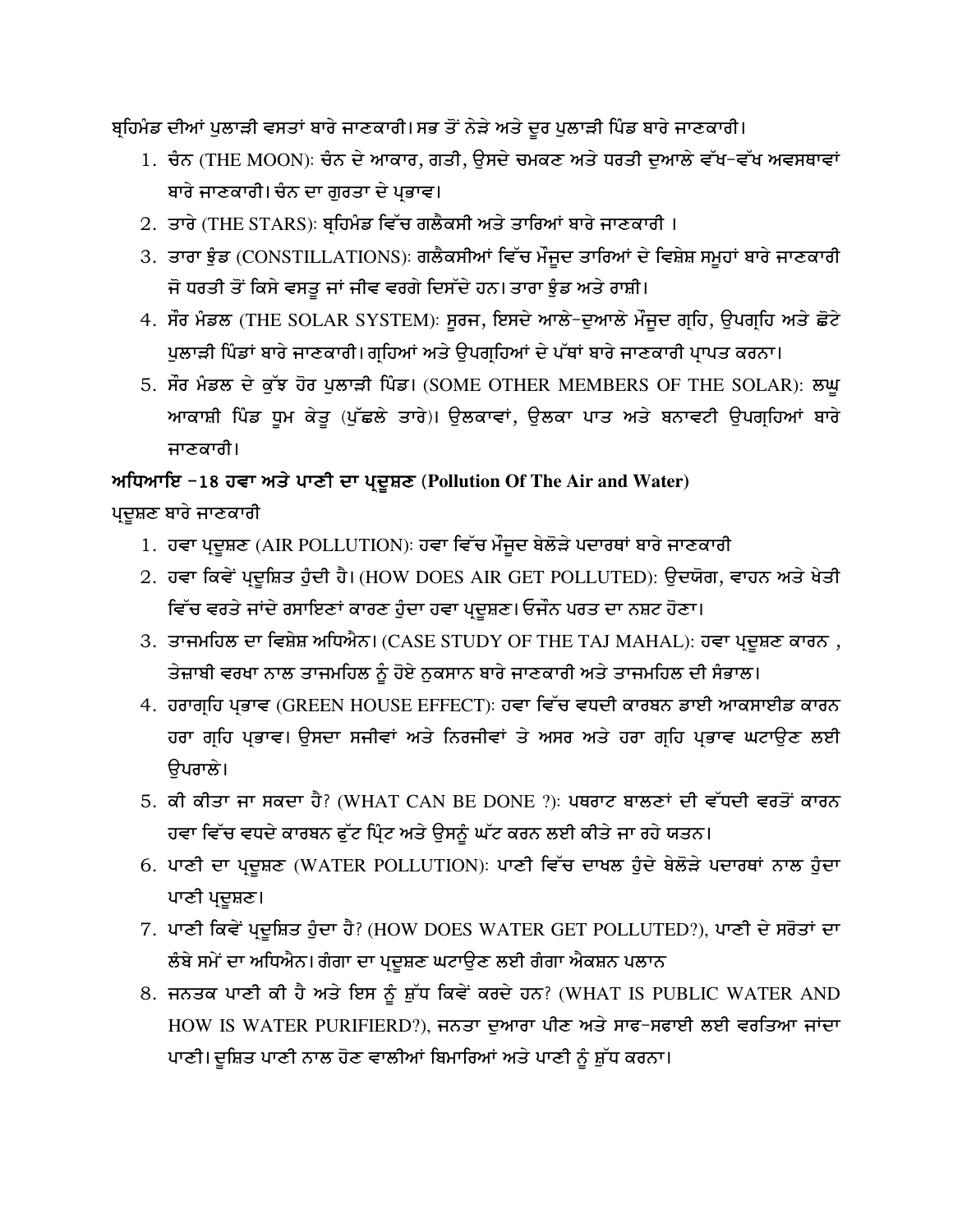ਬ੍ਰਹਿਮੰਡ ਦੀਆਂ ਪੁਲਾੜੀ ਵਸਤਾਂ ਬਾਰੇ ਜਾਣਕਾਰੀ। ਸਭ ਤੋਂ ਨੇੜੇ ਅਤੇ ਦੂਰ ਪੁਲਾੜੀ ਪਿੰਡ ਬਾਰੇ ਜਾਣਕਾਰੀ।

1. ਚੰਨ (THE MOON): ਚੰਨ ਦੇ ਆਕਾਰ, ਗਤੀ, ਉਸਦੇ ਚਮਕਣ ਅਤੇ ਧਰਤੀ ਦੁਆਲੇ ਵੱਖ-ਵੱਖ ਅਵਸਥਾਵਾਂ ਬਾਰੇ ਜਾਣਕਾਰੀ। ਚੰਨ ਦਾ ਗੁਰਤਾ ਦੇ ਪ੍ਰਭਾਵ।
2. ਤਾਰੇ (THE STARS): ਬ੍ਰਹਿਮੰਡ ਵਿੱਚ ਗਲੈਕਸੀ ਅਤੇ ਤਾਰਿਆਂ ਬਾਰੇ ਜਾਣਕਾਰੀ ।
3. ਤਾਰਾ ਝੁੰਡ (CONSTILLATIONS): ਗਲੈਕਸੀਆਂ ਵਿੱਚ ਮੌਜੂਦ ਤਾਰਿਆਂ ਦੇ ਵਿਸ਼ੇਸ਼ ਸਮੂਹਾਂ ਬਾਰੇ ਜਾਣਕਾਰੀ ਜੋ ਧਰਤੀ ਤੋਂ ਕਿਸੇ ਵਸਤੂ ਜਾਂ ਜੀਵ ਵਰਗੇ ਦਿਸੱਦੇ ਹਨ। ਤਾਰਾ ਝੁੰਡ ਅਤੇ ਰਾਸ਼ੀ।
4. ਸੌਰ ਮੰਡਲ (THE SOLAR SYSTEM): ਸੂਰਜ, ਇਸਦੇ ਆਲੇ-ਦੁਆਲੇ ਮੌਜੂਦ ਗ੍ਰਹਿ, ਉਪਗ੍ਰਹਿ ਅਤੇ ਛੋਟੇ ਪੁਲਾੜੀ ਪਿੰਡਾਂ ਬਾਰੇ ਜਾਣਕਾਰੀ। ਗ੍ਰਹਿਆਂ ਅਤੇ ਉਪਗ੍ਰਹਿਆਂ ਦੇ ਪੱਥਾਂ ਬਾਰੇ ਜਾਣਕਾਰੀ ਪ੍ਰਾਪਤ ਕਰਨਾ।
5. ਸੌਰ ਮੰਡਲ ਦੇ ਕੁੱਝ ਹੋਰ ਪੁਲਾੜੀ ਪਿੰਡ। (SOME OTHER MEMBERS OF THE SOLAR): ਲਘੂ ਆਕਾਸ਼ੀ ਪਿੰਡ ਧੂਮ ਕੇਤੂ (ਪੁੱਛਲੇ ਤਾਰੇ)। ਉਲਕਾਵਾਂ, ਉਲਕਾ ਪਾਤ ਅਤੇ ਬਨਾਵਟੀ ਉਪਗ੍ਰਹਿਆਂ ਬਾਰੇ ਜਾਣਕਾਰੀ।

**ਅਧਿਆਇ -18 ਹਵਾ ਅਤੇ ਪਾਣੀ ਦਾ ਪ੍ਰਦੂਸ਼ਣ (Pollution Of The Air and Water)**

ਪ੍ਰਦੂਸ਼ਣ ਬਾਰੇ ਜਾਣਕਾਰੀ

1. ਹਵਾ ਪ੍ਰਦੂਸ਼ਣ (AIR POLLUTION): ਹਵਾ ਵਿੱਚ ਮੌਜੂਦ ਬੇਲੋੜੇ ਪਦਾਰਥਾਂ ਬਾਰੇ ਜਾਣਕਾਰੀ
2. ਹਵਾ ਕਿਵੇਂ ਪ੍ਰਦੂਸ਼ਿਤ ਹੁੰਦੀ ਹੈ। (HOW DOES AIR GET POLLUTED): ਉਦਯੋਗ, ਵਾਹਨ ਅਤੇ ਖੇਤੀ ਵਿੱਚ ਵਰਤੇ ਜਾਂਦੇ ਰਸਾਇਣਾਂ ਕਾਰਣ ਹੁੰਦਾ ਹਵਾ ਪ੍ਰਦੂਸ਼ਣ। ਓਜੋਨ ਪਰਤ ਦਾ ਨਸ਼ਟ ਹੋਣਾ।
3. ਤਾਜਮਹਿਲ ਦਾ ਵਿਸ਼ੇਸ਼ ਅਧਿਐਨ। (CASE STUDY OF THE TAJ MAHAL): ਹਵਾ ਪ੍ਰਦੂਸ਼ਣ ਕਾਰਨ , ਤੇਜ਼ਾਬੀ ਵਰਖਾ ਨਾਲ ਤਾਜਮਹਿਲ ਨੂੰ ਹੋਏ ਨੁਕਸਾਨ ਬਾਰੇ ਜਾਣਕਾਰੀ ਅਤੇ ਤਾਜਮਹਿਲ ਦੀ ਸੰਭਾਲ।
4. ਹਰਾਗ੍ਰਹਿ ਪ੍ਰਭਾਵ (GREEN HOUSE EFFECT): ਹਵਾ ਵਿੱਚ ਵਧਦੀ ਕਾਰਬਨ ਡਾਈ ਆਕਸਾਈਡ ਕਾਰਨ ਹਰਾ ਗ੍ਰਹਿ ਪ੍ਰਭਾਵ। ਉਸਦਾ ਸਜੀਵਾਂ ਅਤੇ ਨਿਰਜੀਵਾਂ ਤੇ ਅਸਰ ਅਤੇ ਹਰਾ ਗ੍ਰਹਿ ਪ੍ਰਭਾਵ ਘਟਾਉਣ ਲਈ ਉਪਰਾਲੇ।
5. ਕੀ ਕੀਤਾ ਜਾ ਸਕਦਾ ਹੈ? (WHAT CAN BE DONE ?): ਪਥਰਾਟ ਬਾਲਣਾਂ ਦੀ ਵੱਧਦੀ ਵਰਤੋਂ ਕਾਰਨ ਹਵਾ ਵਿੱਚ ਵਧਦੇ ਕਾਰਬਨ ਫੁੱਟ ਪ੍ਰਿੰਟ ਅਤੇ ਉਸਨੂੰ ਘੱਟ ਕਰਨ ਲਈ ਕੀਤੇ ਜਾ ਰਹੇ ਯਤਨ।
6. ਪਾਣੀ ਦਾ ਪ੍ਰਦੂਸ਼ਣ (WATER POLLUTION): ਪਾਣੀ ਵਿੱਚ ਦਾਖਲ ਹੁੰਦੇ ਬੇਲੋੜੇ ਪਦਾਰਥਾਂ ਨਾਲ ਹੁੰਦਾ ਪਾਣੀ ਪ੍ਰਦੂਸ਼ਣ।
7. ਪਾਣੀ ਕਿਵੇਂ ਪ੍ਰਦੂਸ਼ਿਤ ਹੁੰਦਾ ਹੈ? (HOW DOES WATER GET POLLUTED?), ਪਾਣੀ ਦੇ ਸਰੋਤਾਂ ਦਾ ਲੰਬੇ ਸਮੇਂ ਦਾ ਅਧਿਐਨ। ਗੰਗਾ ਦਾ ਪ੍ਰਦੂਸ਼ਣ ਘਟਾਉਣ ਲਈ ਗੰਗਾ ਐਕਸ਼ਨ ਪਲਾਨ
8. ਜਨਤਕ ਪਾਣੀ ਕੀ ਹੈ ਅਤੇ ਇਸ ਨੂੰ ਸ਼ੁੱਧ ਕਿਵੇਂ ਕਰਦੇ ਹਨ? (WHAT IS PUBLIC WATER AND HOW IS WATER PURIFIERD?), ਜਨਤਾ ਦੁਆਰਾ ਪੀਣ ਅਤੇ ਸਾਫ-ਸਫਾਈ ਲਈ ਵਰਤਿਆ ਜਾਂਦਾ ਪਾਣੀ। ਦੂਸ਼ਿਤ ਪਾਣੀ ਨਾਲ ਹੋਣ ਵਾਲੀਆਂ ਬਿਮਾਰਿਆਂ ਅਤੇ ਪਾਣੀ ਨੂੰ ਸ਼ੁੱਧ ਕਰਨਾ।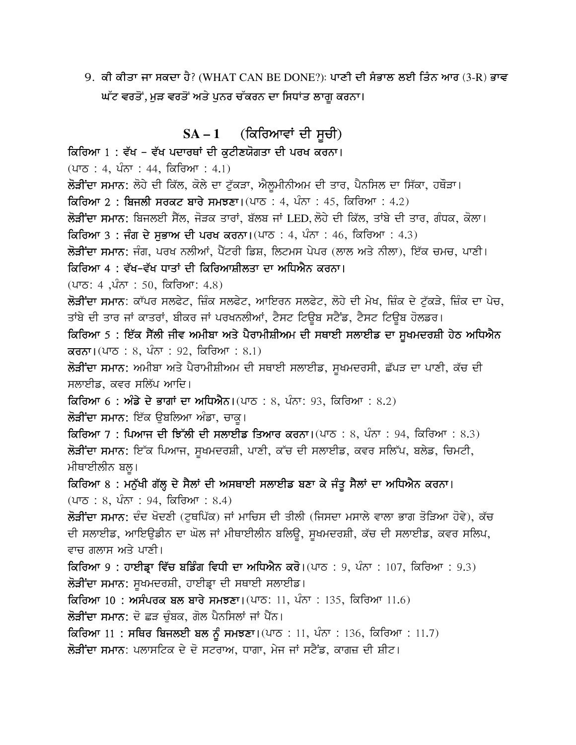9. ਕੀ ਕੀਤਾ ਜਾ ਸਕਦਾ ਹੈ? (WHAT CAN BE DONE?): **ਪਾਣੀ ਦੀ ਸੰਭਾਲ ਲਈ ਤਿੰਨ ਆਰ (3-R) ਭਾਵ ਘੱਟ ਵਰਤੋਂ, ਮੁੜ ਵਰਤੋਂ ਅਤੇ ਪੁਨਰ ਚੱਕਰਨ ਦਾ ਸਿਧਾਂਤ ਲਾਗੂ ਕਰਨਾ।**

## SA – 1 (ਕਿਰਿਆਵਾਂ ਦੀ ਸੂਚੀ)

**ਕਿਰਿਆ 1 : ਵੱਖ – ਵੱਖ ਪਦਾਰਥਾਂ ਦੀ ਕੁਟੀਣਯੋਗਤਾ ਦੀ ਪਰਖ ਕਰਨਾ।**
(ਪਾਠ : 4, ਪੰਨਾ : 44, ਕਿਰਿਆ : 4.1)
**ਲੋੜੀਂਦਾ ਸਮਾਨ:** ਲੋਹੇ ਦੀ ਕਿੱਲ, ਕੋਲੇ ਦਾ ਟੁੱਕੜਾ, ਐਲੂਮੀਨੀਅਮ ਦੀ ਤਾਰ, ਪੈਨਸਿਲ ਦਾ ਸਿੱਕਾ, ਹਥੌੜਾ।

**ਕਿਰਿਆ 2 : ਬਿਜਲੀ ਸਰਕਟ ਬਾਰੇ ਸਮਝਣਾ।** (ਪਾਠ : 4, ਪੰਨਾ : 45, ਕਿਰਿਆ : 4.2)
**ਲੋੜੀਂਦਾ ਸਮਾਨ:** ਬਿਜਲਈ ਸੈੱਲ, ਜੋੜਕ ਤਾਰਾਂ, ਬੱਲਬ ਜਾਂ LED, ਲੋਹੇ ਦੀ ਕਿੱਲ, ਤਾਂਬੇ ਦੀ ਤਾਰ, ਗੰਧਕ, ਕੋਲਾ।

**ਕਿਰਿਆ 3 : ਜੰਗ ਦੇ ਸੁਭਾਅ ਦੀ ਪਰਖ ਕਰਨਾ।** (ਪਾਠ : 4, ਪੰਨਾ : 46, ਕਿਰਿਆ : 4.3)
**ਲੋੜੀਂਦਾ ਸਮਾਨ:** ਜੰਗ, ਪਰਖ ਨਲੀਆਂ, ਪੈਟਰੀ ਡਿਸ਼, ਲਿਟਮਸ ਪੇਪਰ (ਲਾਲ ਅਤੇ ਨੀਲਾ), ਇੱਕ ਚਮਚ, ਪਾਣੀ।

**ਕਿਰਿਆ 4 : ਵੱਖ-ਵੱਖ ਧਾਤਾਂ ਦੀ ਕਿਰਿਆਸ਼ੀਲਤਾ ਦਾ ਅਧਿਐਨ ਕਰਨਾ।**
(ਪਾਠ: 4 ,ਪੰਨਾ : 50, ਕਿਰਿਆ: 4.8)
**ਲੋੜੀਂਦਾ ਸਮਾਨ:** ਕੱਪਰ ਸਲਫੇਟ, ਜ਼ਿੰਕ ਸਲਫੇਟ, ਆਇਰਨ ਸਲਫੇਟ, ਲੋਹੇ ਦੀ ਮੇਖ, ਜ਼ਿੰਕ ਦੇ ਟੁੱਕੜੇ, ਜ਼ਿੰਕ ਦਾ ਪੇਚ, ਤਾਂਬੇ ਦੀ ਤਾਰ ਜਾਂ ਕਾਤਰਾਂ, ਬੀਕਰ ਜਾਂ ਪਰਖਨਲੀਆਂ, ਟੈਸਟ ਟਿਊਬ ਸਟੈਂਡ, ਟੈਸਟ ਟਿਊਬ ਹੋਲਡਰ।

**ਕਿਰਿਆ 5 : ਇੱਕ ਸੈੱਲੀ ਜੀਵ ਅਮੀਬਾ ਅਤੇ ਪੈਰਾਮੀਸ਼ੀਅਮ ਦੀ ਸਥਾਈ ਸਲਾਈਡ ਦਾ ਸੂਖਮਦਰਸ਼ੀ ਹੇਠ ਅਧਿਐਨ ਕਰਨਾ।** (ਪਾਠ : 8, ਪੰਨਾ : 92, ਕਿਰਿਆ : 8.1)
**ਲੋੜੀਂਦਾ ਸਮਾਨ:** ਅਮੀਬਾ ਅਤੇ ਪੈਰਾਮੀਸ਼ੀਅਮ ਦੀ ਸਥਾਈ ਸਲਾਈਡ, ਸੂਖਮਦਰਸੀ, ਛੱਪੜ ਦਾ ਪਾਣੀ, ਕੱਚ ਦੀ ਸਲਾਈਡ, ਕਵਰ ਸਲਿੱਪ ਆਦਿ।

**ਕਿਰਿਆ 6 : ਅੰਡੇ ਦੇ ਭਾਗਾਂ ਦਾ ਅਧਿਐਨ।** (ਪਾਠ : 8, ਪੰਨਾ: 93, ਕਿਰਿਆ : 8.2)
**ਲੋੜੀਂਦਾ ਸਮਾਨ:** ਇੱਕ ਉਬਲਿਆ ਅੰਡਾ, ਚਾਕੂ।

**ਕਿਰਿਆ 7 : ਪਿਆਜ ਦੀ ਝਿੱਲੀ ਦੀ ਸਲਾਈਡ ਤਿਆਰ ਕਰਨਾ।** (ਪਾਠ : 8, ਪੰਨਾ : 94, ਕਿਰਿਆ : 8.3)
**ਲੋੜੀਂਦਾ ਸਮਾਨ:** ਇੱਕ ਪਿਆਜ, ਸੂਖਮਦਰਸ਼ੀ, ਪਾਣੀ, ਕੱਚ ਦੀ ਸਲਾਈਡ, ਕਵਰ ਸਲਿੱਪ, ਬਲੇਡ, ਚਿਮਟੀ, ਮੀਥਾਈਲੀਨ ਬਲੂ।

**ਕਿਰਿਆ 8 : ਮਨੁੱਖੀ ਗੱਲ੍ਹ ਦੇ ਸੈਲਾਂ ਦੀ ਅਸਥਾਈ ਸਲਾਈਡ ਬਣਾ ਕੇ ਜੰਤੂ ਸੈਲਾਂ ਦਾ ਅਧਿਐਨ ਕਰਨਾ।**
(ਪਾਠ : 8, ਪੰਨਾ : 94, ਕਿਰਿਆ : 8.4)
**ਲੋੜੀਂਦਾ ਸਮਾਨ:** ਦੰਦ ਖੋਦਣੀ (ਟੂਥਪਿੱਕ) ਜਾਂ ਮਾਚਿਸ ਦੀ ਤੀਲੀ (ਜਿਸਦਾ ਮਸਾਲੇ ਵਾਲਾ ਭਾਗ ਤੋੜਿਆ ਹੋਵੇ), ਕੱਚ ਦੀ ਸਲਾਈਡ, ਆਇਓਡੀਨ ਦਾ ਘੋਲ ਜਾਂ ਮੀਥਾਈਲੀਨ ਬਲਿਊ, ਸੂਖਮਦਰਸ਼ੀ, ਕੱਚ ਦੀ ਸਲਾਈਡ, ਕਵਰ ਸਲਿਪ, ਵਾਚ ਗਲਾਸ ਅਤੇ ਪਾਣੀ।

**ਕਿਰਿਆ 9 : ਹਾਈਡ੍ਰਾ ਵਿੱਚ ਬਡਿੰਗ ਵਿਧੀ ਦਾ ਅਧਿਐਨ ਕਰੋ।** (ਪਾਠ : 9, ਪੰਨਾ : 107, ਕਿਰਿਆ : 9.3)
**ਲੋੜੀਂਦਾ ਸਮਾਨ:** ਸੂਖਮਦਰਸ਼ੀ, ਹਾਈਡ੍ਰਾ ਦੀ ਸਥਾਈ ਸਲਾਈਡ।

**ਕਿਰਿਆ 10 : ਅਸੰਪਰਕ ਬਲ ਬਾਰੇ ਸਮਝਣਾ।** (ਪਾਠ: 11, ਪੰਨਾ : 135, ਕਿਰਿਆ 11.6)
**ਲੋੜੀਂਦਾ ਸਮਾਨ:** ਦੋ ਛੜ ਚੁੰਬਕ, ਗੋਲ ਪੈਨਸਿਲਾਂ ਜਾਂ ਪੈੱਨ।

**ਕਿਰਿਆ 11 : ਸਥਿਰ ਬਿਜਲਈ ਬਲ ਨੂੰ ਸਮਝਣਾ।** (ਪਾਠ : 11, ਪੰਨਾ : 136, ਕਿਰਿਆ : 11.7)
**ਲੋੜੀਂਦਾ ਸਮਾਨ:** ਪਲਾਸਟਿਕ ਦੇ ਦੋ ਸਟਰਾਅ, ਧਾਗਾ, ਮੇਜ ਜਾਂ ਸਟੈਂਡ, ਕਾਗਜ਼ ਦੀ ਸ਼ੀਟ।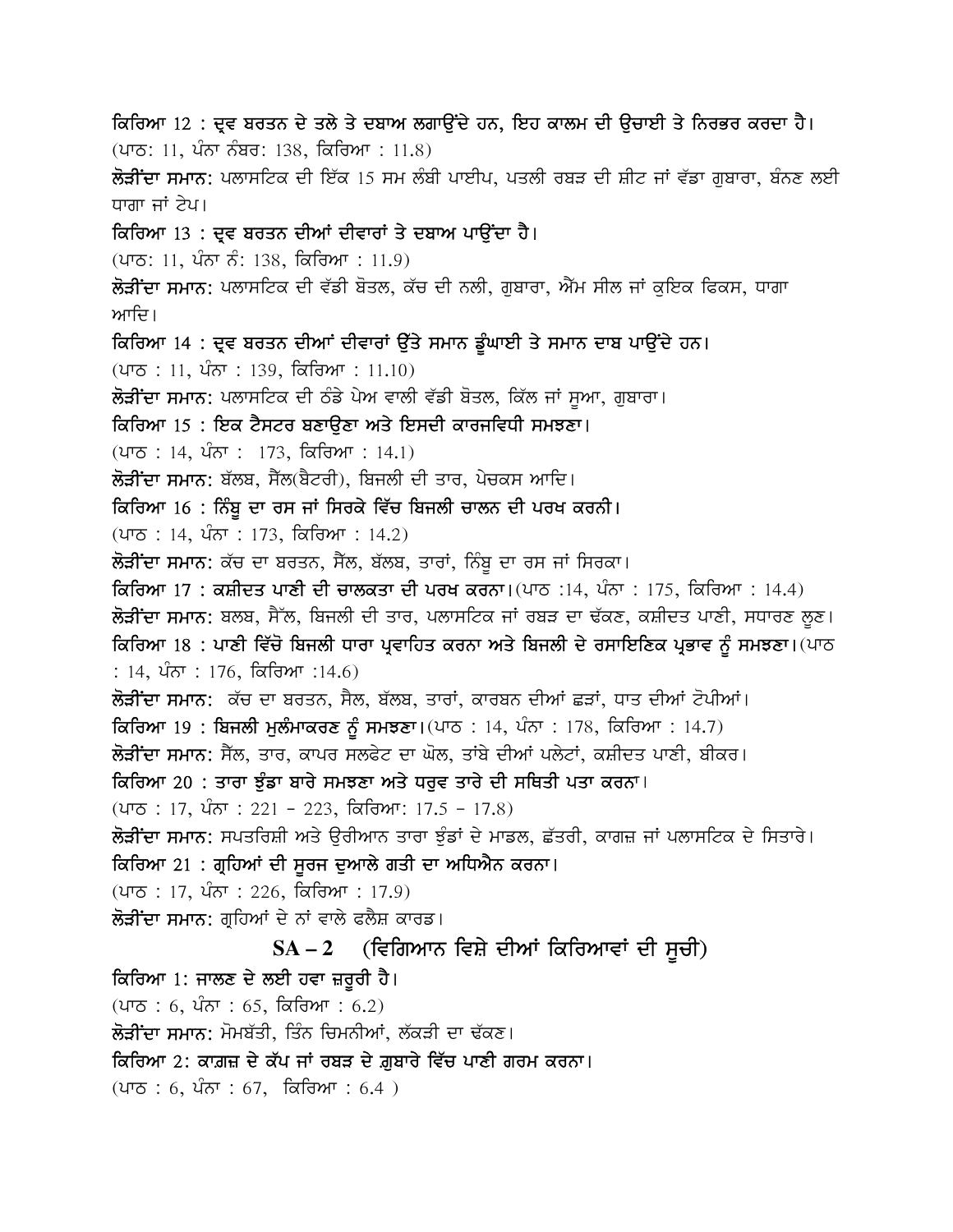**ਕਿਰਿਆ 12 : ਦ੍ਰਵ ਬਰਤਨ ਦੇ ਤਲੇ ਤੇ ਦਬਾਅ ਲਗਾਉਂਦੇ ਹਨ, ਇਹ ਕਾਲਮ ਦੀ ਉਚਾਈ ਤੇ ਨਿਰਭਰ ਕਰਦਾ ਹੈ।**
(ਪਾਠ: 11, ਪੰਨਾ ਨੰਬਰ: 138, ਕਿਰਿਆ : 11.8)

**ਲੋੜੀਂਦਾ ਸਮਾਨ:** ਪਲਾਸਟਿਕ ਦੀ ਇੱਕ 15 ਸਮ ਲੰਬੀ ਪਾਈਪ, ਪਤਲੀ ਰਬੜ ਦੀ ਸ਼ੀਟ ਜਾਂ ਵੱਡਾ ਗੁਬਾਰਾ, ਬੰਨਣ ਲਈ ਧਾਗਾ ਜਾਂ ਟੇਪ।

**ਕਿਰਿਆ 13 : ਦ੍ਰਵ ਬਰਤਨ ਦੀਆਂ ਦੀਵਾਰਾਂ ਤੇ ਦਬਾਅ ਪਾਉਂਦਾ ਹੈ।**
(ਪਾਠ: 11, ਪੰਨਾ ਨੰ: 138, ਕਿਰਿਆ : 11.9)

**ਲੋੜੀਂਦਾ ਸਮਾਨ:** ਪਲਾਸਟਿਕ ਦੀ ਵੱਡੀ ਬੋਤਲ, ਕੱਚ ਦੀ ਨਲੀ, ਗੁਬਾਰਾ, ਐਮ ਸੀਲ ਜਾਂ ਕੁਇਕ ਫਿਕਸ, ਧਾਗਾ ਆਦਿ।

**ਕਿਰਿਆ 14 : ਦ੍ਰਵ ਬਰਤਨ ਦੀਆਂ ਦੀਵਾਰਾਂ ਉੱਤੇ ਸਮਾਨ ਡੂੰਘਾਈ ਤੇ ਸਮਾਨ ਦਾਬ ਪਾਉਂਦੇ ਹਨ।**
(ਪਾਠ : 11, ਪੰਨਾ : 139, ਕਿਰਿਆ : 11.10)

**ਲੋੜੀਂਦਾ ਸਮਾਨ:** ਪਲਾਸਟਿਕ ਦੀ ਠੰਡੇ ਪੇਅ ਵਾਲੀ ਵੱਡੀ ਬੋਤਲ, ਕਿੱਲ ਜਾਂ ਸੂਆ, ਗੁਬਾਰਾ।

**ਕਿਰਿਆ 15 : ਇਕ ਟੈਸਟਰ ਬਣਾਉਣਾ ਅਤੇ ਇਸਦੀ ਕਾਰਜਵਿਧੀ ਸਮਝਣਾ।**
(ਪਾਠ : 14, ਪੰਨਾ : 173, ਕਿਰਿਆ : 14.1)

**ਲੋੜੀਂਦਾ ਸਮਾਨ:** ਬੱਲਬ, ਸੈੱਲ(ਬੈਟਰੀ), ਬਿਜਲੀ ਦੀ ਤਾਰ, ਪੇਚਕਸ ਆਦਿ।

**ਕਿਰਿਆ 16 : ਨਿੰਬੂ ਦਾ ਰਸ ਜਾਂ ਸਿਰਕੇ ਵਿੱਚ ਬਿਜਲੀ ਚਾਲਨ ਦੀ ਪਰਖ ਕਰਨੀ।**
(ਪਾਠ : 14, ਪੰਨਾ : 173, ਕਿਰਿਆ : 14.2)

**ਲੋੜੀਂਦਾ ਸਮਾਨ:** ਕੱਚ ਦਾ ਬਰਤਨ, ਸੈਲ, ਬੱਲਬ, ਤਾਰਾਂ, ਨਿੰਬੂ ਦਾ ਰਸ ਜਾਂ ਸਿਰਕਾ।

**ਕਿਰਿਆ 17 : ਕਸ਼ੀਦਤ ਪਾਣੀ ਦੀ ਚਾਲਕਤਾ ਦੀ ਪਰਖ ਕਰਨਾ।**(ਪਾਠ :14, ਪੰਨਾ : 175, ਕਿਰਿਆ : 14.4)

**ਲੋੜੀਂਦਾ ਸਮਾਨ:** ਬਲਬ, ਸੈੱਲ, ਬਿਜਲੀ ਦੀ ਤਾਰ, ਪਲਾਸਟਿਕ ਜਾਂ ਰਬੜ ਦਾ ਢੱਕਣ, ਕਸ਼ੀਦਤ ਪਾਣੀ, ਸਧਾਰਣ ਲੂਣ।

**ਕਿਰਿਆ 18 : ਪਾਣੀ ਵਿੱਚੋ ਬਿਜਲੀ ਧਾਰਾ ਪ੍ਰਵਾਹਿਤ ਕਰਨਾ ਅਤੇ ਬਿਜਲੀ ਦੇ ਰਸਾਇਣਿਕ ਪ੍ਰਭਾਵ ਨੂੰ ਸਮਝਣਾ।**(ਪਾਠ : 14, ਪੰਨਾ : 176, ਕਿਰਿਆ :14.6)

**ਲੋੜੀਂਦਾ ਸਮਾਨ:** ਕੱਚ ਦਾ ਬਰਤਨ, ਸੈਲ, ਬੱਲਬ, ਤਾਰਾਂ, ਕਾਰਬਨ ਦੀਆਂ ਛੜਾਂ, ਧਾਤ ਦੀਆਂ ਟੋਪੀਆਂ।

**ਕਿਰਿਆ 19 : ਬਿਜਲੀ ਮੁਲੰਮਾਕਰਣ ਨੂੰ ਸਮਝਣਾ।**(ਪਾਠ : 14, ਪੰਨਾ : 178, ਕਿਰਿਆ : 14.7)

**ਲੋੜੀਂਦਾ ਸਮਾਨ:** ਸੈੱਲ, ਤਾਰ, ਕਾਪਰ ਸਲਫੇਟ ਦਾ ਘੋਲ, ਤਾਂਬੇ ਦੀਆਂ ਪਲੇਟਾਂ, ਕਸ਼ੀਦਤ ਪਾਣੀ, ਬੀਕਰ।

**ਕਿਰਿਆ 20 : ਤਾਰਾ ਝੁੰਡਾ ਬਾਰੇ ਸਮਝਣਾ ਅਤੇ ਧਰੁਵ ਤਾਰੇ ਦੀ ਸਥਿਤੀ ਪਤਾ ਕਰਨਾ।**
(ਪਾਠ : 17, ਪੰਨਾ : 221 – 223, ਕਿਰਿਆ: 17.5 – 17.8)

**ਲੋੜੀਂਦਾ ਸਮਾਨ:** ਸਪਤਰਿਸ਼ੀ ਅਤੇ ਓਰੀਆਨ ਤਾਰਾ ਝੁੰਡਾਂ ਦੇ ਮਾਡਲ, ਛੱਤਰੀ, ਕਾਗਜ਼ ਜਾਂ ਪਲਾਸਟਿਕ ਦੇ ਸਿਤਾਰੇ।

**ਕਿਰਿਆ 21 : ਗ੍ਰਹਿਆਂ ਦੀ ਸੂਰਜ ਦੁਆਲੇ ਗਤੀ ਦਾ ਅਧਿਐਨ ਕਰਨਾ।**
(ਪਾਠ : 17, ਪੰਨਾ : 226, ਕਿਰਿਆ : 17.9)

**ਲੋੜੀਂਦਾ ਸਮਾਨ:** ਗ੍ਰਹਿਆਂ ਦੇ ਨਾਂ ਵਾਲੇ ਫਲੈਸ਼ ਕਾਰਡ।

## SA – 2 (ਵਿਗਿਆਨ ਵਿਸ਼ੇ ਦੀਆਂ ਕਿਰਿਆਵਾਂ ਦੀ ਸੂਚੀ)

**ਕਿਰਿਆ 1: ਜਾਲਣ ਦੇ ਲਈ ਹਵਾ ਜ਼ਰੂਰੀ ਹੈ।**
(ਪਾਠ : 6, ਪੰਨਾ : 65, ਕਿਰਿਆ : 6.2)

**ਲੋੜੀਂਦਾ ਸਮਾਨ:** ਮੋਮਬੱਤੀ, ਤਿੰਨ ਚਿਮਨੀਆਂ, ਲੱਕੜੀ ਦਾ ਢੱਕਣ।

**ਕਿਰਿਆ 2: ਕਾਗ਼ਜ਼ ਦੇ ਕੱਪ ਜਾਂ ਰਬੜ ਦੇ ਗੁਬਾਰੇ ਵਿੱਚ ਪਾਣੀ ਗਰਮ ਕਰਨਾ।**
(ਪਾਠ : 6, ਪੰਨਾ : 67, ਕਿਰਿਆ : 6.4 )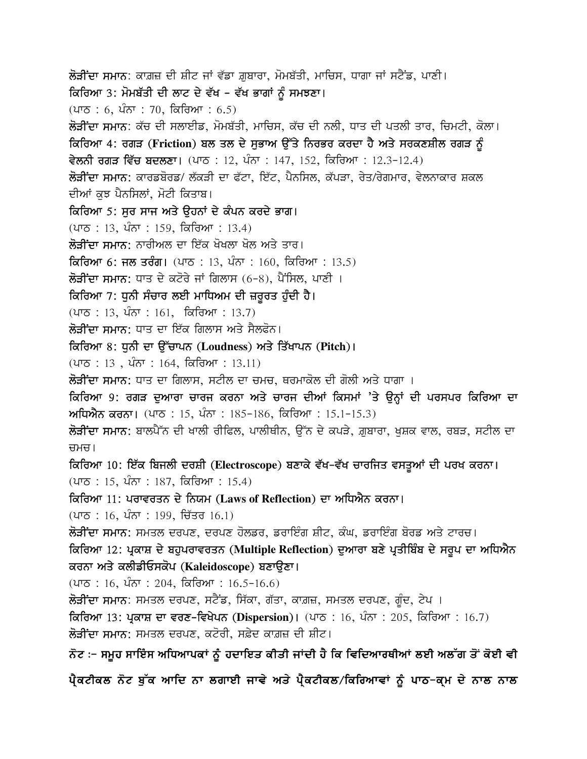**ਲੋੜੀਂਦਾ ਸਮਾਨ**: ਕਾਗ਼ਜ਼ ਦੀ ਸ਼ੀਟ ਜਾਂ ਵੱਡਾ ਗ਼ੁਬਾਰਾ, ਮੋਮਬੱਤੀ, ਮਾਚਿਸ, ਧਾਗਾ ਜਾਂ ਸਟੈਂਡ, ਪਾਣੀ।

**ਕਿਰਿਆ 3: ਮੋਮਬੱਤੀ ਦੀ ਲਾਟ ਦੇ ਵੱਖ - ਵੱਖ ਭਾਗਾਂ ਨੂੰ ਸਮਝਣਾ।**
(ਪਾਠ : 6, ਪੰਨਾ : 70, ਕਿਰਿਆ : 6.5)

**ਲੋੜੀਂਦਾ ਸਮਾਨ**: ਕੱਚ ਦੀ ਸਲਾਈਡ, ਮੋਮਬੱਤੀ, ਮਾਚਿਸ, ਕੱਚ ਦੀ ਨਲੀ, ਧਾਤ ਦੀ ਪਤਲੀ ਤਾਰ, ਚਿਮਟੀ, ਕੋਲਾ।

**ਕਿਰਿਆ 4: ਰਗੜ (Friction) ਬਲ ਤਲ ਦੇ ਸੁਭਾਅ ਉੱਤੇ ਨਿਰਭਰ ਕਰਦਾ ਹੈ ਅਤੇ ਸਰਕਣਸ਼ੀਲ ਰਗੜ ਨੂੰ ਵੇਲਨੀ ਰਗੜ ਵਿੱਚ ਬਦਲਣਾ।** (ਪਾਠ : 12, ਪੰਨਾ : 147, 152, ਕਿਰਿਆ : 12.3-12.4)

**ਲੋੜੀਂਦਾ ਸਮਾਨ**: ਕਾਰਡਬੋਰਡ/ ਲੱਕੜੀ ਦਾ ਫੱਟਾ, ਇੱਟ, ਪੈਨਸਿਲ, ਕੱਪੜਾ, ਰੇਤ/ਰੇਗਮਾਰ, ਵੇਲਨਾਕਾਰ ਸ਼ਕਲ ਦੀਆਂ ਕੁਝ ਪੈਨਸਿਲਾਂ, ਮੋਟੀ ਕਿਤਾਬ।

**ਕਿਰਿਆ 5: ਸੁਰ ਸਾਜ ਅਤੇ ਉਹਨਾਂ ਦੇ ਕੰਪਨ ਕਰਦੇ ਭਾਗ।**
(ਪਾਠ : 13, ਪੰਨਾ : 159, ਕਿਰਿਆ : 13.4)

**ਲੋੜੀਂਦਾ ਸਮਾਨ**: ਨਾਰੀਅਲ ਦਾ ਇੱਕ ਖੋਖਲਾ ਖੋਲ ਅਤੇ ਤਾਰ।

**ਕਿਰਿਆ 6: ਜਲ ਤਰੰਗ।** (ਪਾਠ : 13, ਪੰਨਾ : 160, ਕਿਰਿਆ : 13.5)

**ਲੋੜੀਂਦਾ ਸਮਾਨ**: ਧਾਤ ਦੇ ਕਟੋਰੇ ਜਾਂ ਗਿਲਾਸ (6-8), ਪੈਂਸਿਲ, ਪਾਣੀ ।

**ਕਿਰਿਆ 7: ਧੁਨੀ ਸੰਚਾਰ ਲਈ ਮਾਧਿਅਮ ਦੀ ਜ਼ਰੂਰਤ ਹੁੰਦੀ ਹੈ।**
(ਪਾਠ : 13, ਪੰਨਾ : 161, ਕਿਰਿਆ : 13.7)

**ਲੋੜੀਂਦਾ ਸਮਾਨ**: ਧਾਤ ਦਾ ਇੱਕ ਗਿਲਾਸ ਅਤੇ ਸੈਲਫੋਨ।

**ਕਿਰਿਆ 8: ਧੁਨੀ ਦਾ ਉੱਚਾਪਨ (Loudness) ਅਤੇ ਤਿੱਖਾਪਨ (Pitch)।**
(ਪਾਠ : 13 , ਪੰਨਾ : 164, ਕਿਰਿਆ : 13.11)

**ਲੋੜੀਂਦਾ ਸਮਾਨ**: ਧਾਤ ਦਾ ਗਿਲਾਸ, ਸਟੀਲ ਦਾ ਚਮਚ, ਥਰਮਾਕੋਲ ਦੀ ਗੋਲੀ ਅਤੇ ਧਾਗਾ ।

**ਕਿਰਿਆ 9: ਰਗੜ ਦੁਆਰਾ ਚਾਰਜ ਕਰਨਾ ਅਤੇ ਚਾਰਜ ਦੀਆਂ ਕਿਸਮਾਂ 'ਤੇ ਉਨ੍ਹਾਂ ਦੀ ਪਰਸਪਰ ਕਿਰਿਆ ਦਾ ਅਧਿਐਨ ਕਰਨਾ।** (ਪਾਠ : 15, ਪੰਨਾ : 185-186, ਕਿਰਿਆ : 15.1-15.3)

**ਲੋੜੀਂਦਾ ਸਮਾਨ**: ਬਾਲਪੈੱਨ ਦੀ ਖਾਲੀ ਰੀਫਿਲ, ਪਾਲੀਥੀਨ, ਉੱਨ ਦੇ ਕਪੜੇ, ਗ਼ੁਬਾਰਾ, ਖੁਸ਼ਕ ਵਾਲ, ਰਬੜ, ਸਟੀਲ ਦਾ ਚਮਚ।

**ਕਿਰਿਆ 10: ਇੱਕ ਬਿਜਲੀ ਦਰਸ਼ੀ (Electroscope) ਬਣਾਕੇ ਵੱਖ-ਵੱਖ ਚਾਰਜਿਤ ਵਸਤੂਆਂ ਦੀ ਪਰਖ ਕਰਨਾ।**
(ਪਾਠ : 15, ਪੰਨਾ : 187, ਕਿਰਿਆ : 15.4)

**ਕਿਰਿਆ 11: ਪਰਾਵਰਤਨ ਦੇ ਨਿਯਮ (Laws of Reflection) ਦਾ ਅਧਿਐਨ ਕਰਨਾ।**
(ਪਾਠ : 16, ਪੰਨਾ : 199, ਚਿੱਤਰ 16.1)

**ਲੋੜੀਂਦਾ ਸਮਾਨ**: ਸਮਤਲ ਦਰਪਣ, ਦਰਪਣ ਹੋਲਡਰ, ਡਰਾਇੰਗ ਸ਼ੀਟ, ਕੰਘ, ਡਰਾਇੰਗ ਬੋਰਡ ਅਤੇ ਟਾਰਚ।

**ਕਿਰਿਆ 12: ਪ੍ਰਕਾਸ਼ ਦੇ ਬਹੁਪਰਾਵਰਤਨ (Multiple Reflection) ਦੁਆਰਾ ਬਣੇ ਪ੍ਰਤੀਬਿੰਬ ਦੇ ਸਰੂਪ ਦਾ ਅਧਿਐਨ ਕਰਨਾ ਅਤੇ ਕਲੀਡੀਓਸਕੋਪ (Kaleidoscope) ਬਣਾਉਣਾ।**
(ਪਾਠ : 16, ਪੰਨਾ : 204, ਕਿਰਿਆ : 16.5-16.6)

**ਲੋੜੀਂਦਾ ਸਮਾਨ**: ਸਮਤਲ ਦਰਪਣ, ਸਟੈਂਡ, ਸਿੱਕਾ, ਗੱਤਾ, ਕਾਗ਼ਜ਼, ਸਮਤਲ ਦਰਪਣ, ਗੂੰਦ, ਟੇਪ ।

**ਕਿਰਿਆ 13: ਪ੍ਰਕਾਸ਼ ਦਾ ਵਰਣ-ਵਿਖੇਪਨ (Dispersion)।** (ਪਾਠ : 16, ਪੰਨਾ : 205, ਕਿਰਿਆ : 16.7)

**ਲੋੜੀਂਦਾ ਸਮਾਨ**: ਸਮਤਲ ਦਰਪਣ, ਕਟੋਰੀ, ਸਫ਼ੇਦ ਕਾਗ਼ਜ਼ ਦੀ ਸ਼ੀਟ।

**ਨੋਟ :- ਸਮੂਹ ਸਾਇੰਸ ਅਧਿਆਪਕਾਂ ਨੂੰ ਹਦਾਇਤ ਕੀਤੀ ਜਾਂਦੀ ਹੈ ਕਿ ਵਿਦਿਆਰਥੀਆਂ ਲਈ ਅਲੱਗ ਤੋਂ ਕੋਈ ਵੀ ਪ੍ਰੈਕਟੀਕਲ ਨੋਟ ਬੁੱਕ ਆਦਿ ਨਾ ਲਗਾਈ ਜਾਵੇ ਅਤੇ ਪ੍ਰੈਕਟੀਕਲ/ਕਿਰਿਆਵਾਂ ਨੂੰ ਪਾਠ-ਕ੍ਰਮ ਦੇ ਨਾਲ ਨਾਲ**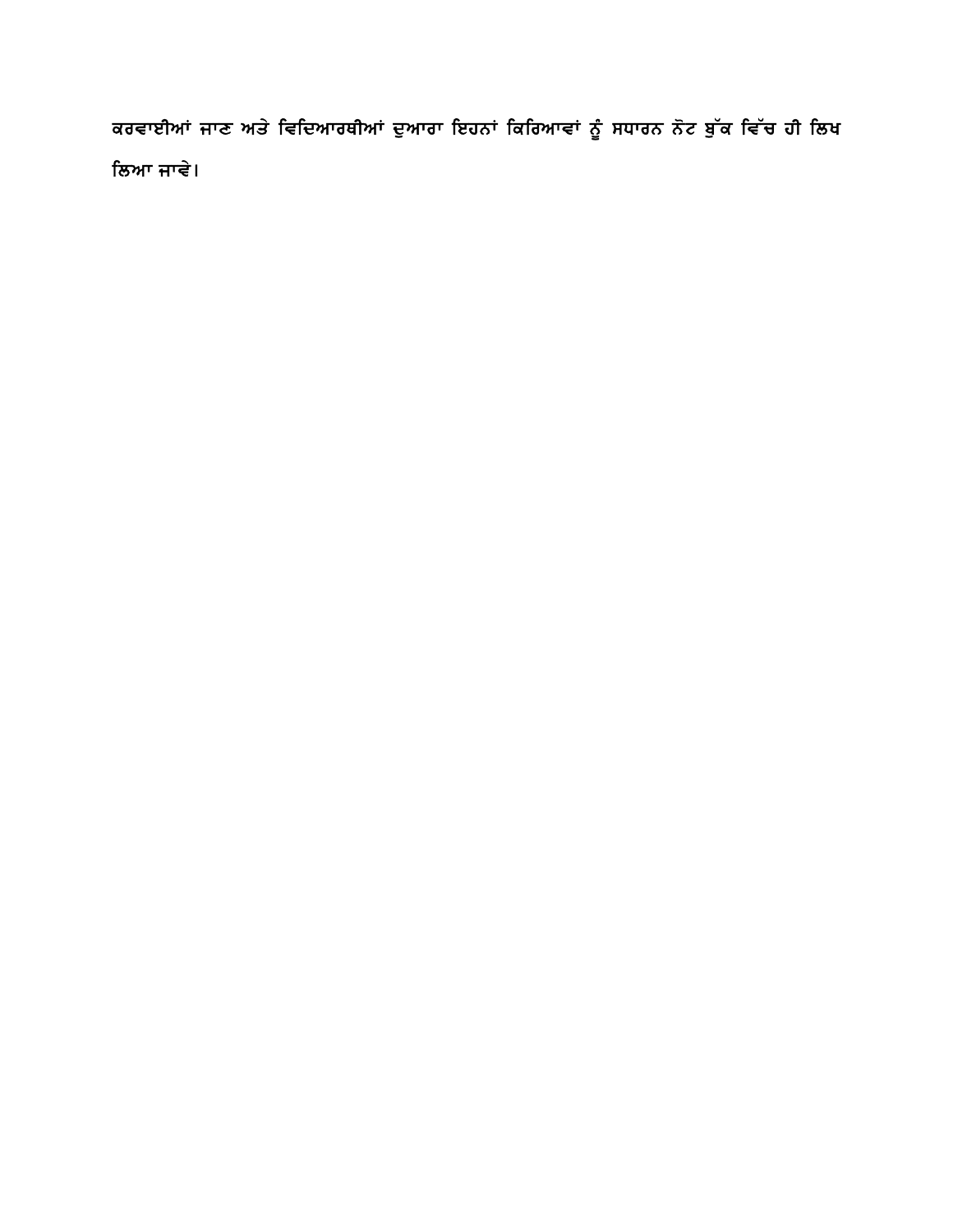ਕਰਵਾਈਆਂ ਜਾਣ ਅਤੇ ਵਿਦਿਆਰਥੀਆਂ ਦੁਆਰਾ ਇਹਨਾਂ ਕਿਰਿਆਵਾਂ ਨੂੰ ਸਧਾਰਨ ਨੋਟ ਬੁੱਕ ਵਿੱਚ ਹੀ ਲਿਖ ਲਿਆ ਜਾਵੇ।